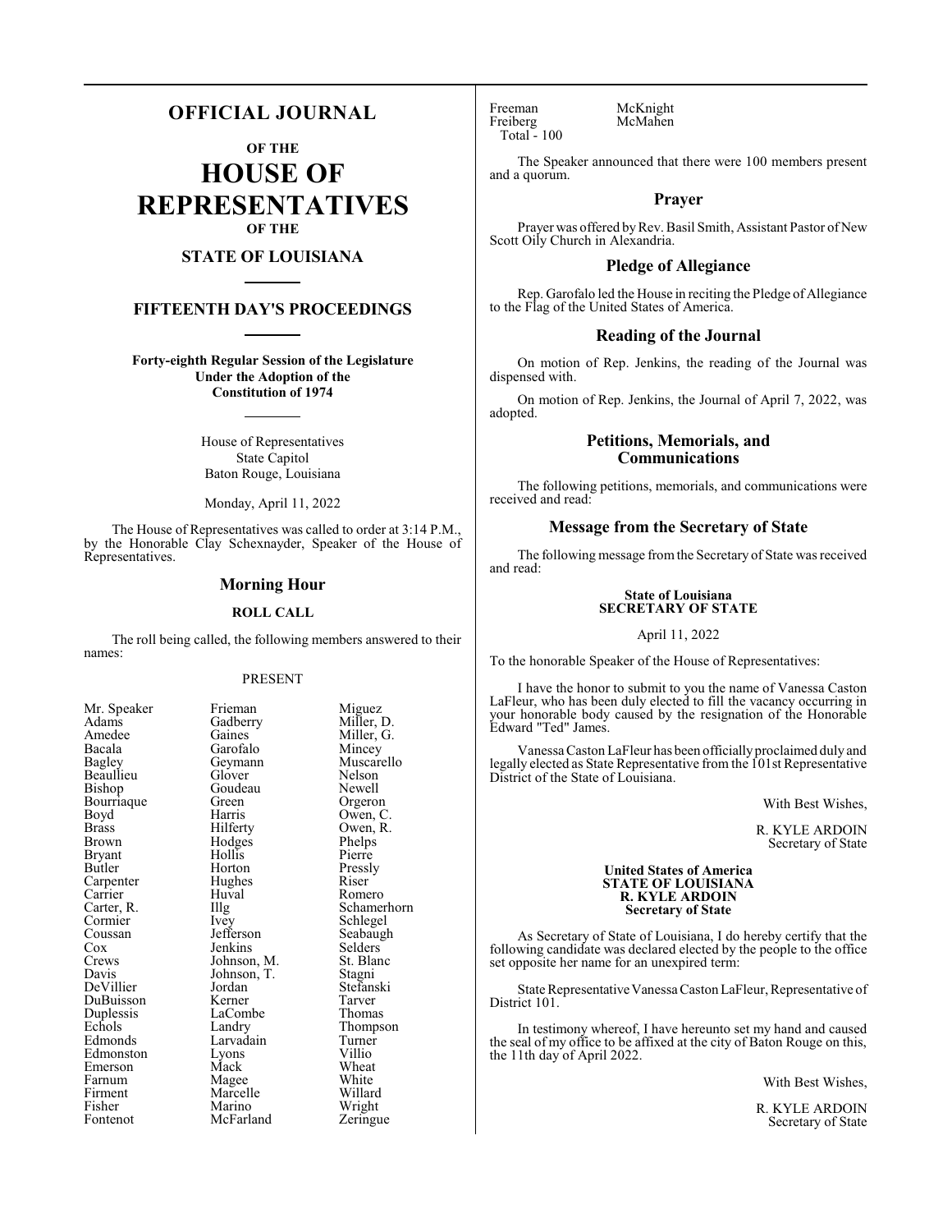# OFFICIAL JOURNAL

## OF THE

# HOUSE OF REPRESENTATIVES

## OF THE

## STATE OF LOUISIANA

## FIFTEENTH DAY'S PROCEEDINGS

**Forty-eighth Regular Session of the Legislature Under the Adoption of the Constitution of 1974**

House of Representatives
State Capitol
Baton Rouge, Louisiana

Monday, April 11, 2022

The House of Representatives was called to order at 3:14 P.M., by the Honorable Clay Schexnayder, Speaker of the House of Representatives.

### Morning Hour

#### ROLL CALL

The roll being called, the following members answered to their names:

PRESENT

| | | |
|---|---|---|
| Mr. Speaker | Frieman | Miguez |
| Adams | Gadberry | Miller, D. |
| Amedee | Gaines | Miller, G. |
| Bacala | Garofalo | Mincey |
| Bagley | Geymann | Muscarello |
| Beaullieu | Glover | Nelson |
| Bishop | Goudeau | Newell |
| Bourriaque | Green | Orgeron |
| Boyd | Harris | Owen, C. |
| Brass | Hilferty | Owen, R. |
| Brown | Hodges | Phelps |
| Bryant | Hollis | Pierre |
| Butler | Horton | Pressly |
| Carpenter | Hughes | Riser |
| Carrier | Huval | Romero |
| Carter, R. | Illg | Schamerhorn |
| Cormier | Ivey | Schlegel |
| Coussan | Jefferson | Seabaugh |
| Cox | Jenkins | Selders |
| Crews | Johnson, M. | St. Blanc |
| Davis | Johnson, T. | Stagni |
| DeVillier | Jordan | Stefanski |
| DuBuisson | Kerner | Tarver |
| Duplessis | LaCombe | Thomas |
| Echols | Landry | Thompson |
| Edmonds | Larvadain | Turner |
| Edmonston | Lyons | Villio |
| Emerson | Mack | Wheat |
| Farnum | Magee | White |
| Firment | Marcelle | Willard |
| Fisher | Marino | Wright |
| Fontenot | McFarland | Zeringue |
| Freeman | McKnight | |
| Freiberg | McMahen | |

Total - 100

The Speaker announced that there were 100 members present and a quorum.

### Prayer

Prayer was offered by Rev. Basil Smith, Assistant Pastor of New Scott Oily Church in Alexandria.

### Pledge of Allegiance

Rep. Garofalo led the House in reciting the Pledge of Allegiance to the Flag of the United States of America.

### Reading of the Journal

On motion of Rep. Jenkins, the reading of the Journal was dispensed with.

On motion of Rep. Jenkins, the Journal of April 7, 2022, was adopted.

### Petitions, Memorials, and Communications

The following petitions, memorials, and communications were received and read:

### Message from the Secretary of State

The following message from the Secretary of State was received and read:

**State of Louisiana**
**SECRETARY OF STATE**

April 11, 2022

To the honorable Speaker of the House of Representatives:

I have the honor to submit to you the name of Vanessa Caston LaFleur, who has been duly elected to fill the vacancy occurring in your honorable body caused by the resignation of the Honorable Edward "Ted" James.

Vanessa Caston LaFleur has been officially proclaimed duly and legally elected as State Representative from the 101st Representative District of the State of Louisiana.

With Best Wishes,

R. KYLE ARDOIN
Secretary of State

**United States of America**
**STATE OF LOUISIANA**
**R. KYLE ARDOIN**
**Secretary of State**

As Secretary of State of Louisiana, I do hereby certify that the following candidate was declared elected by the people to the office set opposite her name for an unexpired term:

State Representative Vanessa Caston LaFleur, Representative of District 101.

In testimony whereof, I have hereunto set my hand and caused the seal of my office to be affixed at the city of Baton Rouge on this, the 11th day of April 2022.

With Best Wishes,

R. KYLE ARDOIN
Secretary of State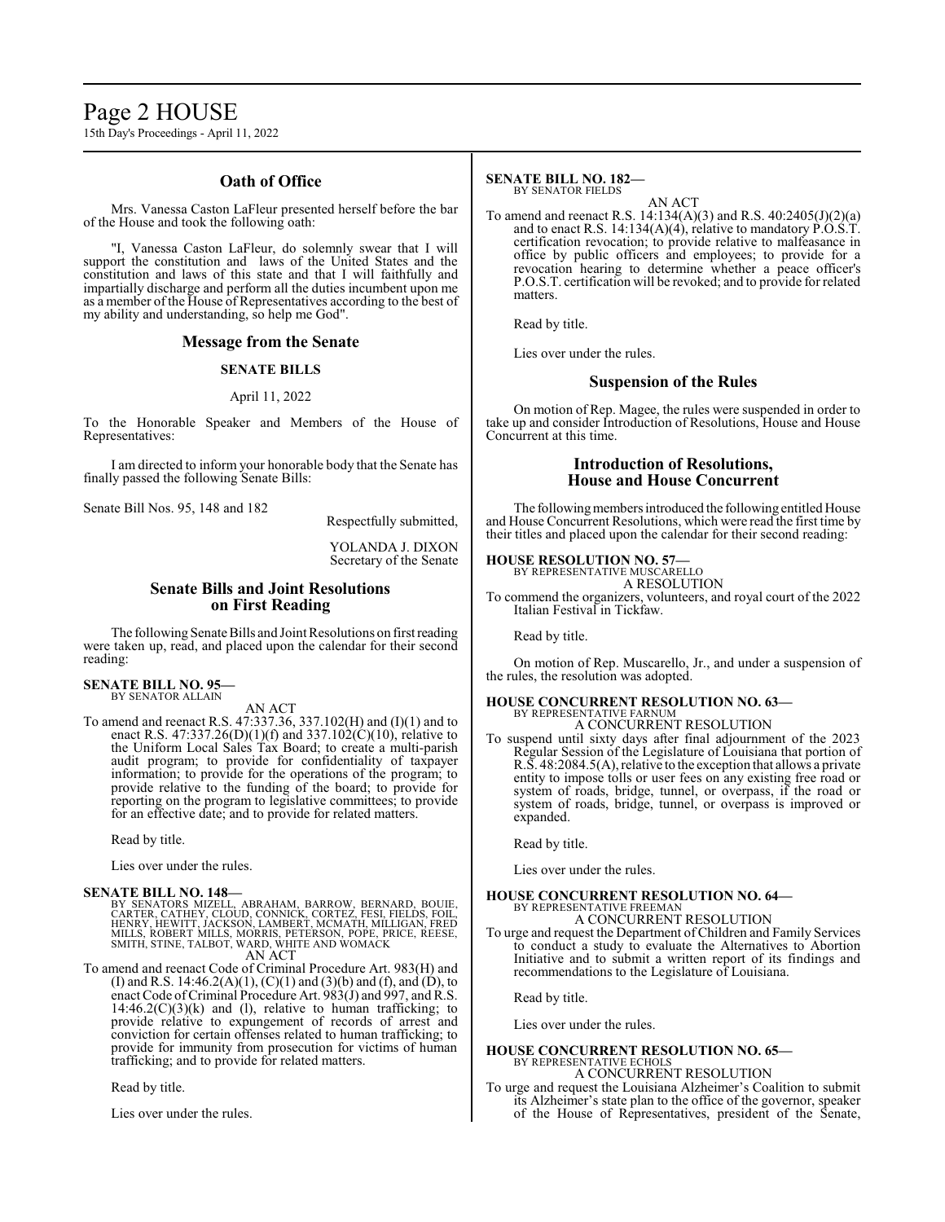## Oath of Office

Mrs. Vanessa Caston LaFleur presented herself before the bar of the House and took the following oath:

"I, Vanessa Caston LaFleur, do solemnly swear that I will support the constitution and laws of the United States and the constitution and laws of this state and that I will faithfully and impartially discharge and perform all the duties incumbent upon me as a member of the House of Representatives according to the best of my ability and understanding, so help me God".

## Message from the Senate

### SENATE BILLS

April 11, 2022

To the Honorable Speaker and Members of the House of Representatives:

I am directed to inform your honorable body that the Senate has finally passed the following Senate Bills:

Senate Bill Nos. 95, 148 and 182

Respectfully submitted,

YOLANDA J. DIXON
Secretary of the Senate

## Senate Bills and Joint Resolutions on First Reading

The following Senate Bills and Joint Resolutions on first reading were taken up, read, and placed upon the calendar for their second reading:

**SENATE BILL NO. 95—**
BY SENATOR ALLAIN

AN ACT

To amend and reenact R.S. 47:337.36, 337.102(H) and (I)(1) and to enact R.S. 47:337.26(D)(1)(f) and 337.102(C)(10), relative to the Uniform Local Sales Tax Board; to create a multi-parish audit program; to provide for confidentiality of taxpayer information; to provide for the operations of the program; to provide relative to the funding of the board; to provide for reporting on the program to legislative committees; to provide for an effective date; and to provide for related matters.

Read by title.

Lies over under the rules.

**SENATE BILL NO. 148—**
BY SENATORS MIZELL, ABRAHAM, BARROW, BERNARD, BOUIE, CARTER, CATHEY, CLOUD, CONNICK, CORTEZ, FESI, FIELDS, FOIL, HENRY, HEWITT, JACKSON, LAMBERT, MCMATH, MILLIGAN, FRED MILLS, ROBERT MILLS, MORRIS, PETERSON, POPE, PRICE, REESE, SMITH, STINE, TALBOT, WARD, WHITE AND WOMACK

AN ACT

To amend and reenact Code of Criminal Procedure Art. 983(H) and (I) and R.S. 14:46.2(A)(1), (C)(1) and (3)(b) and (f), and (D), to enact Code of Criminal Procedure Art. 983(J) and 997, and R.S. 14:46.2(C)(3)(k) and (l), relative to human trafficking; to provide relative to expungement of records of arrest and conviction for certain offenses related to human trafficking; to provide for immunity from prosecution for victims of human trafficking; and to provide for related matters.

Read by title.

Lies over under the rules.

**SENATE BILL NO. 182—**
BY SENATOR FIELDS

AN ACT

To amend and reenact R.S. 14:134(A)(3) and R.S. 40:2405(J)(2)(a) and to enact R.S. 14:134(A)(4), relative to mandatory P.O.S.T. certification revocation; to provide relative to malfeasance in office by public officers and employees; to provide for a revocation hearing to determine whether a peace officer's P.O.S.T. certification will be revoked; and to provide for related matters.

Read by title.

Lies over under the rules.

## Suspension of the Rules

On motion of Rep. Magee, the rules were suspended in order to take up and consider Introduction of Resolutions, House and House Concurrent at this time.

## Introduction of Resolutions, House and House Concurrent

The following members introduced the following entitled House and House Concurrent Resolutions, which were read the first time by their titles and placed upon the calendar for their second reading:

**HOUSE RESOLUTION NO. 57—**
BY REPRESENTATIVE MUSCARELLO

A RESOLUTION

To commend the organizers, volunteers, and royal court of the 2022 Italian Festival in Tickfaw.

Read by title.

On motion of Rep. Muscarello, Jr., and under a suspension of the rules, the resolution was adopted.

**HOUSE CONCURRENT RESOLUTION NO. 63—**
BY REPRESENTATIVE FARNUM

A CONCURRENT RESOLUTION

To suspend until sixty days after final adjournment of the 2023 Regular Session of the Legislature of Louisiana that portion of R.S. 48:2084.5(A), relative to the exception that allows a private entity to impose tolls or user fees on any existing free road or system of roads, bridge, tunnel, or overpass, if the road or system of roads, bridge, tunnel, or overpass is improved or expanded.

Read by title.

Lies over under the rules.

**HOUSE CONCURRENT RESOLUTION NO. 64—**
BY REPRESENTATIVE FREEMAN

A CONCURRENT RESOLUTION

To urge and request the Department of Children and Family Services to conduct a study to evaluate the Alternatives to Abortion Initiative and to submit a written report of its findings and recommendations to the Legislature of Louisiana.

Read by title.

Lies over under the rules.

**HOUSE CONCURRENT RESOLUTION NO. 65—**
BY REPRESENTATIVE ECHOLS

A CONCURRENT RESOLUTION

To urge and request the Louisiana Alzheimer's Coalition to submit its Alzheimer's state plan to the office of the governor, speaker of the House of Representatives, president of the Senate,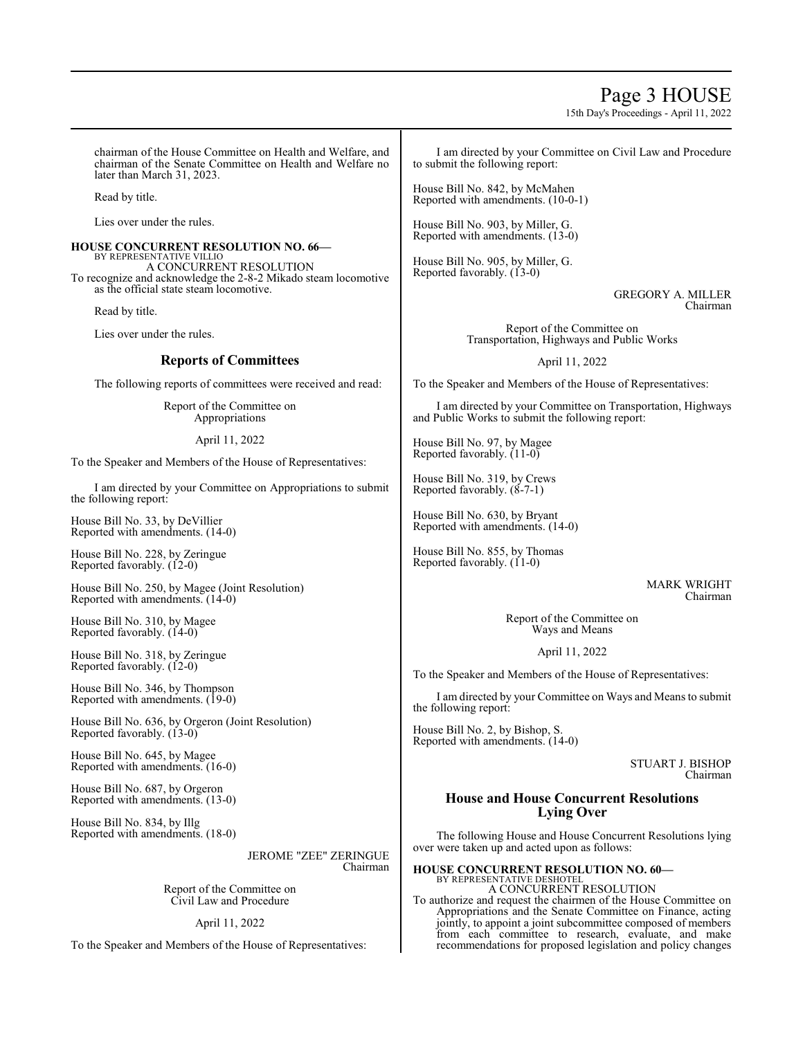chairman of the House Committee on Health and Welfare, and chairman of the Senate Committee on Health and Welfare no later than March 31, 2023.

Read by title.

Lies over under the rules.

**HOUSE CONCURRENT RESOLUTION NO. 66—**
BY REPRESENTATIVE VILLIO
A CONCURRENT RESOLUTION
To recognize and acknowledge the 2-8-2 Mikado steam locomotive as the official state steam locomotive.

Read by title.

Lies over under the rules.

## Reports of Committees

The following reports of committees were received and read:

Report of the Committee on
Appropriations

April 11, 2022

To the Speaker and Members of the House of Representatives:

I am directed by your Committee on Appropriations to submit the following report:

House Bill No. 33, by DeVillier
Reported with amendments. (14-0)

House Bill No. 228, by Zeringue
Reported favorably. (12-0)

House Bill No. 250, by Magee (Joint Resolution)
Reported with amendments. (14-0)

House Bill No. 310, by Magee
Reported favorably. (14-0)

House Bill No. 318, by Zeringue
Reported favorably. (12-0)

House Bill No. 346, by Thompson
Reported with amendments. (19-0)

House Bill No. 636, by Orgeron (Joint Resolution)
Reported favorably. (13-0)

House Bill No. 645, by Magee
Reported with amendments. (16-0)

House Bill No. 687, by Orgeron
Reported with amendments. (13-0)

House Bill No. 834, by Illg
Reported with amendments. (18-0)

JEROME "ZEE" ZERINGUE
Chairman

Report of the Committee on
Civil Law and Procedure

April 11, 2022

To the Speaker and Members of the House of Representatives:

I am directed by your Committee on Civil Law and Procedure to submit the following report:

House Bill No. 842, by McMahen
Reported with amendments. (10-0-1)

House Bill No. 903, by Miller, G.
Reported with amendments. (13-0)

House Bill No. 905, by Miller, G.
Reported favorably. (13-0)

GREGORY A. MILLER
Chairman

Report of the Committee on
Transportation, Highways and Public Works

April 11, 2022

To the Speaker and Members of the House of Representatives:

I am directed by your Committee on Transportation, Highways and Public Works to submit the following report:

House Bill No. 97, by Magee
Reported favorably. (11-0)

House Bill No. 319, by Crews
Reported favorably. (8-7-1)

House Bill No. 630, by Bryant
Reported with amendments. (14-0)

House Bill No. 855, by Thomas
Reported favorably. (11-0)

MARK WRIGHT
Chairman

Report of the Committee on
Ways and Means

April 11, 2022

To the Speaker and Members of the House of Representatives:

I am directed by your Committee on Ways and Means to submit the following report:

House Bill No. 2, by Bishop, S.
Reported with amendments. (14-0)

STUART J. BISHOP
Chairman

## House and House Concurrent Resolutions Lying Over

The following House and House Concurrent Resolutions lying over were taken up and acted upon as follows:

**HOUSE CONCURRENT RESOLUTION NO. 60—**
BY REPRESENTATIVE DESHOTEL
A CONCURRENT RESOLUTION
To authorize and request the chairmen of the House Committee on Appropriations and the Senate Committee on Finance, acting jointly, to appoint a joint subcommittee composed of members from each committee to research, evaluate, and make recommendations for proposed legislation and policy changes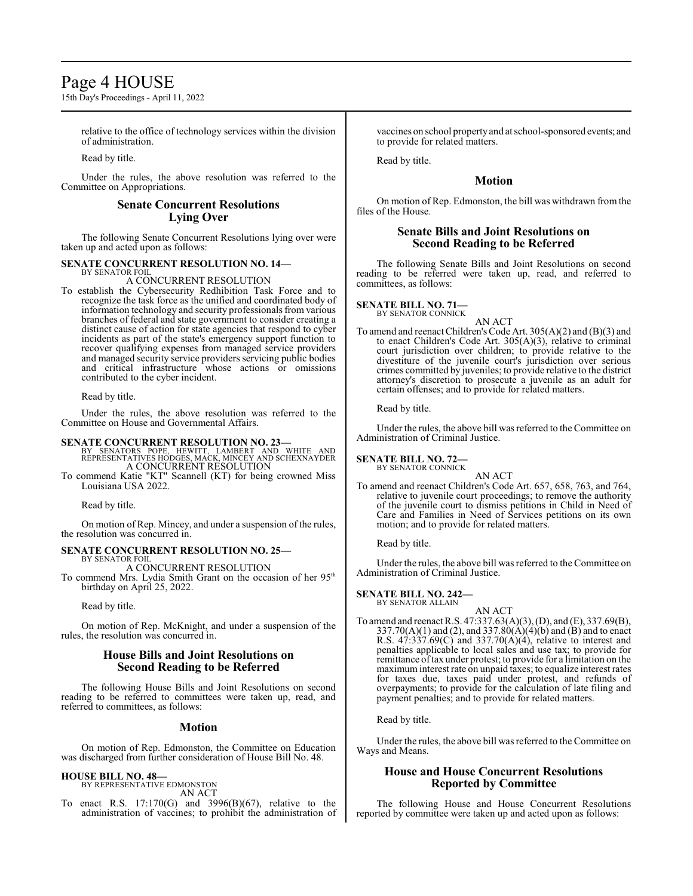relative to the office of technology services within the division of administration.

Read by title.

Under the rules, the above resolution was referred to the Committee on Appropriations.

## Senate Concurrent Resolutions Lying Over

The following Senate Concurrent Resolutions lying over were taken up and acted upon as follows:

**SENATE CONCURRENT RESOLUTION NO. 14—**
BY SENATOR FOIL
A CONCURRENT RESOLUTION

To establish the Cybersecurity Redhibition Task Force and to recognize the task force as the unified and coordinated body of information technology and security professionals from various branches of federal and state government to consider creating a distinct cause of action for state agencies that respond to cyber incidents as part of the state's emergency support function to recover qualifying expenses from managed service providers and managed security service providers servicing public bodies and critical infrastructure whose actions or omissions contributed to the cyber incident.

Read by title.

Under the rules, the above resolution was referred to the Committee on House and Governmental Affairs.

**SENATE CONCURRENT RESOLUTION NO. 23—**
BY SENATORS POPE, HEWITT, LAMBERT AND WHITE AND REPRESENTATIVES HODGES, MACK, MINCEY AND SCHEXNAYDER
A CONCURRENT RESOLUTION

To commend Katie "KT" Scannell (KT) for being crowned Miss Louisiana USA 2022.

Read by title.

On motion of Rep. Mincey, and under a suspension of the rules, the resolution was concurred in.

**SENATE CONCURRENT RESOLUTION NO. 25—**
BY SENATOR FOIL
A CONCURRENT RESOLUTION

To commend Mrs. Lydia Smith Grant on the occasion of her 95th birthday on April 25, 2022.

Read by title.

On motion of Rep. McKnight, and under a suspension of the rules, the resolution was concurred in.

## House Bills and Joint Resolutions on Second Reading to be Referred

The following House Bills and Joint Resolutions on second reading to be referred to committees were taken up, read, and referred to committees, as follows:

### Motion

On motion of Rep. Edmonston, the Committee on Education was discharged from further consideration of House Bill No. 48.

**HOUSE BILL NO. 48—**
BY REPRESENTATIVE EDMONSTON
AN ACT

To enact R.S. 17:170(G) and 3996(B)(67), relative to the administration of vaccines; to prohibit the administration of vaccines on school property and at school-sponsored events; and to provide for related matters.

Read by title.

### Motion

On motion of Rep. Edmonston, the bill was withdrawn from the files of the House.

## Senate Bills and Joint Resolutions on Second Reading to be Referred

The following Senate Bills and Joint Resolutions on second reading to be referred were taken up, read, and referred to committees, as follows:

**SENATE BILL NO. 71—**
BY SENATOR CONNICK
AN ACT

To amend and reenact Children's Code Art. 305(A)(2) and (B)(3) and to enact Children's Code Art. 305(A)(3), relative to criminal court jurisdiction over children; to provide relative to the divestiture of the juvenile court's jurisdiction over serious crimes committed by juveniles; to provide relative to the district attorney's discretion to prosecute a juvenile as an adult for certain offenses; and to provide for related matters.

Read by title.

Under the rules, the above bill was referred to the Committee on Administration of Criminal Justice.

**SENATE BILL NO. 72—**
BY SENATOR CONNICK
AN ACT

To amend and reenact Children's Code Art. 657, 658, 763, and 764, relative to juvenile court proceedings; to remove the authority of the juvenile court to dismiss petitions in Child in Need of Care and Families in Need of Services petitions on its own motion; and to provide for related matters.

Read by title.

Under the rules, the above bill was referred to the Committee on Administration of Criminal Justice.

**SENATE BILL NO. 242—**
BY SENATOR ALLAIN
AN ACT

To amend and reenact R.S. 47:337.63(A)(3), (D), and (E), 337.69(B), 337.70(A)(1) and (2), and 337.80(A)(4)(b) and (B) and to enact R.S. 47:337.69(C) and 337.70(A)(4), relative to interest and penalties applicable to local sales and use tax; to provide for remittance of tax under protest; to provide for a limitation on the maximum interest rate on unpaid taxes; to equalize interest rates for taxes due, taxes paid under protest, and refunds of overpayments; to provide for the calculation of late filing and payment penalties; and to provide for related matters.

Read by title.

Under the rules, the above bill was referred to the Committee on Ways and Means.

## House and House Concurrent Resolutions Reported by Committee

The following House and House Concurrent Resolutions reported by committee were taken up and acted upon as follows: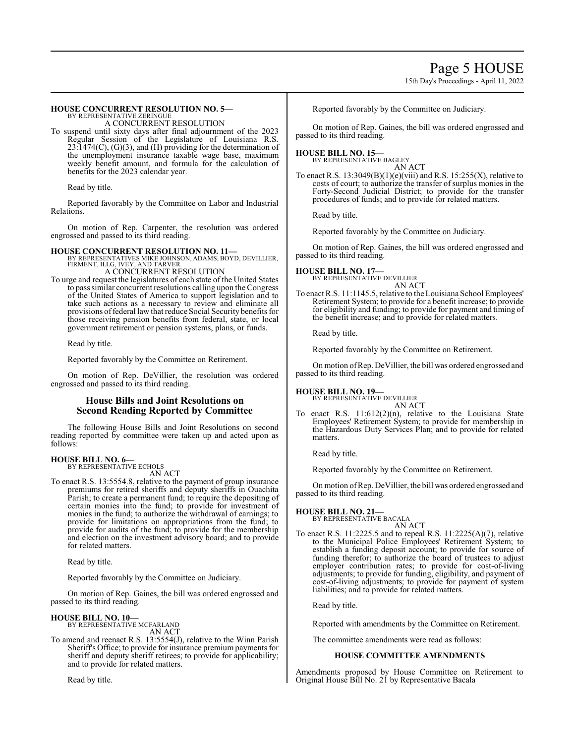**HOUSE CONCURRENT RESOLUTION NO. 5—**
BY REPRESENTATIVE ZERINGUE
A CONCURRENT RESOLUTION

To suspend until sixty days after final adjournment of the 2023 Regular Session of the Legislature of Louisiana R.S. 23:1474(C), (G)(3), and (H) providing for the determination of the unemployment insurance taxable wage base, maximum weekly benefit amount, and formula for the calculation of benefits for the 2023 calendar year.

Read by title.

Reported favorably by the Committee on Labor and Industrial Relations.

On motion of Rep. Carpenter, the resolution was ordered engrossed and passed to its third reading.

**HOUSE CONCURRENT RESOLUTION NO. 11—**
BY REPRESENTATIVES MIKE JOHNSON, ADAMS, BOYD, DEVILLIER, FIRMENT, ILLG, IVEY, AND TARVER
A CONCURRENT RESOLUTION

To urge and request the legislatures of each state of the United States to pass similar concurrent resolutions calling upon the Congress of the United States of America to support legislation and to take such actions as a necessary to review and eliminate all provisions of federal law that reduce Social Security benefits for those receiving pension benefits from federal, state, or local government retirement or pension systems, plans, or funds.

Read by title.

Reported favorably by the Committee on Retirement.

On motion of Rep. DeVillier, the resolution was ordered engrossed and passed to its third reading.

## House Bills and Joint Resolutions on Second Reading Reported by Committee

The following House Bills and Joint Resolutions on second reading reported by committee were taken up and acted upon as follows:

**HOUSE BILL NO. 6—**
BY REPRESENTATIVE ECHOLS
AN ACT

To enact R.S. 13:5554.8, relative to the payment of group insurance premiums for retired sheriffs and deputy sheriffs in Ouachita Parish; to create a permanent fund; to require the depositing of certain monies into the fund; to provide for investment of monies in the fund; to authorize the withdrawal of earnings; to provide for limitations on appropriations from the fund; to provide for audits of the fund; to provide for the membership and election on the investment advisory board; and to provide for related matters.

Read by title.

Reported favorably by the Committee on Judiciary.

On motion of Rep. Gaines, the bill was ordered engrossed and passed to its third reading.

**HOUSE BILL NO. 10—**
BY REPRESENTATIVE MCFARLAND
AN ACT

To amend and reenact R.S. 13:5554(J), relative to the Winn Parish Sheriff's Office; to provide for insurance premium payments for sheriff and deputy sheriff retirees; to provide for applicability; and to provide for related matters.

Read by title.

Reported favorably by the Committee on Judiciary.

On motion of Rep. Gaines, the bill was ordered engrossed and passed to its third reading.

**HOUSE BILL NO. 15—**
BY REPRESENTATIVE BAGLEY
AN ACT

To enact R.S. 13:3049(B)(1)(e)(viii) and R.S. 15:255(X), relative to costs of court; to authorize the transfer of surplus monies in the Forty-Second Judicial District; to provide for the transfer procedures of funds; and to provide for related matters.

Read by title.

Reported favorably by the Committee on Judiciary.

On motion of Rep. Gaines, the bill was ordered engrossed and passed to its third reading.

**HOUSE BILL NO. 17—**
BY REPRESENTATIVE DEVILLIER
AN ACT

To enact R.S. 11:1145.5, relative to the Louisiana School Employees' Retirement System; to provide for a benefit increase; to provide for eligibility and funding; to provide for payment and timing of the benefit increase; and to provide for related matters.

Read by title.

Reported favorably by the Committee on Retirement.

On motion of Rep. DeVillier, the bill was ordered engrossed and passed to its third reading.

**HOUSE BILL NO. 19—**
BY REPRESENTATIVE DEVILLIER
AN ACT

To enact R.S. 11:612(2)(n), relative to the Louisiana State Employees' Retirement System; to provide for membership in the Hazardous Duty Services Plan; and to provide for related matters.

Read by title.

Reported favorably by the Committee on Retirement.

On motion of Rep. DeVillier, the bill was ordered engrossed and passed to its third reading.

**HOUSE BILL NO. 21—**
BY REPRESENTATIVE BACALA
AN ACT

To enact R.S. 11:2225.5 and to repeal R.S. 11:2225(A)(7), relative to the Municipal Police Employees' Retirement System; to establish a funding deposit account; to provide for source of funding therefor; to authorize the board of trustees to adjust employer contribution rates; to provide for cost-of-living adjustments; to provide for funding, eligibility, and payment of cost-of-living adjustments; to provide for payment of system liabilities; and to provide for related matters.

Read by title.

Reported with amendments by the Committee on Retirement.

The committee amendments were read as follows:

### HOUSE COMMITTEE AMENDMENTS

Amendments proposed by House Committee on Retirement to Original House Bill No. 21 by Representative Bacala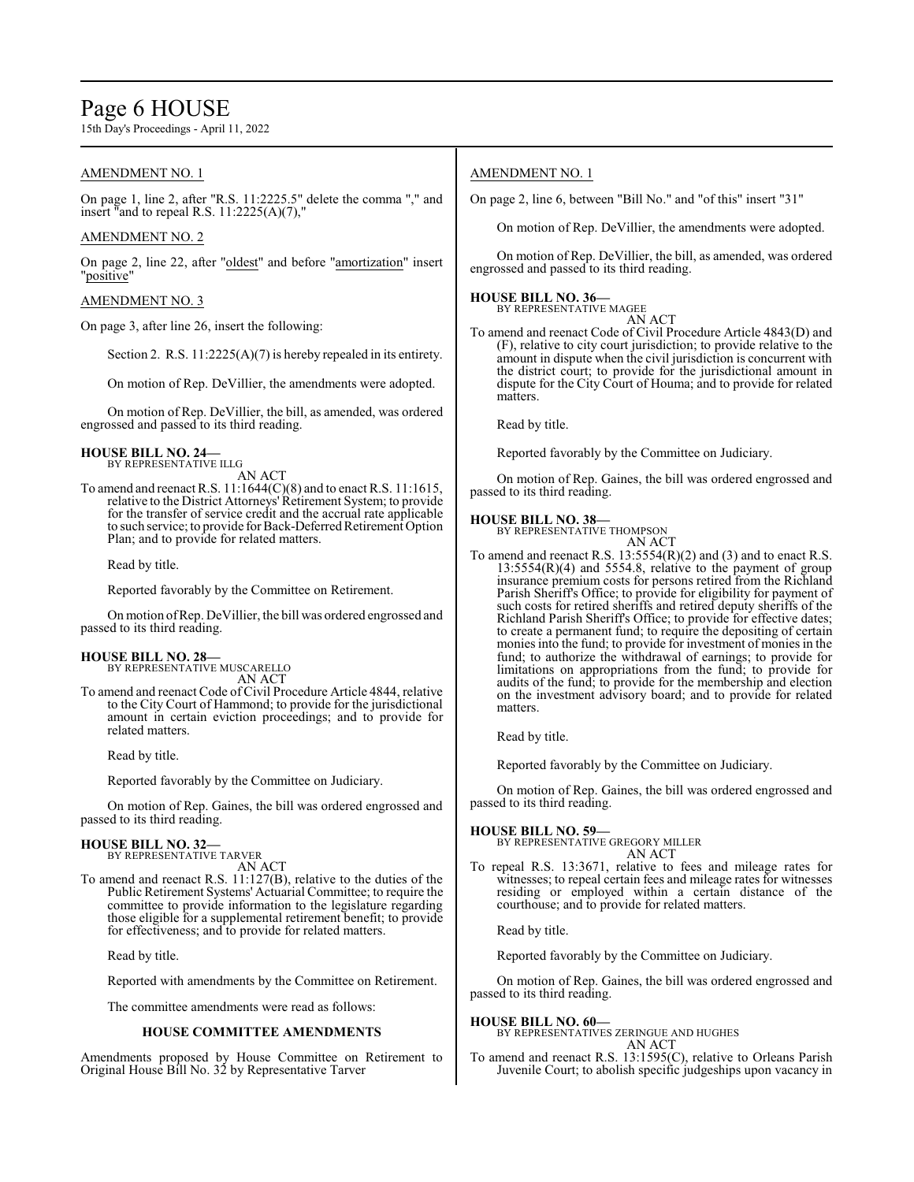AMENDMENT NO. 1

On page 1, line 2, after "R.S. 11:2225.5" delete the comma "," and insert "and to repeal R.S. 11:2225(A)(7),"

AMENDMENT NO. 2

On page 2, line 22, after "oldest" and before "amortization" insert "positive"

AMENDMENT NO. 3

On page 3, after line 26, insert the following:

Section 2. R.S. 11:2225(A)(7) is hereby repealed in its entirety.

On motion of Rep. DeVillier, the amendments were adopted.

On motion of Rep. DeVillier, the bill, as amended, was ordered engrossed and passed to its third reading.

**HOUSE BILL NO. 24—**
BY REPRESENTATIVE ILLG
AN ACT

To amend and reenact R.S. 11:1644(C)(8) and to enact R.S. 11:1615, relative to the District Attorneys' Retirement System; to provide for the transfer of service credit and the accrual rate applicable to such service; to provide for Back-Deferred Retirement Option Plan; and to provide for related matters.

Read by title.

Reported favorably by the Committee on Retirement.

On motion of Rep. DeVillier, the bill was ordered engrossed and passed to its third reading.

**HOUSE BILL NO. 28—**
BY REPRESENTATIVE MUSCARELLO
AN ACT

To amend and reenact Code of Civil Procedure Article 4844, relative to the City Court of Hammond; to provide for the jurisdictional amount in certain eviction proceedings; and to provide for related matters.

Read by title.

Reported favorably by the Committee on Judiciary.

On motion of Rep. Gaines, the bill was ordered engrossed and passed to its third reading.

**HOUSE BILL NO. 32—**
BY REPRESENTATIVE TARVER
AN ACT

To amend and reenact R.S. 11:127(B), relative to the duties of the Public Retirement Systems' Actuarial Committee; to require the committee to provide information to the legislature regarding those eligible for a supplemental retirement benefit; to provide for effectiveness; and to provide for related matters.

Read by title.

Reported with amendments by the Committee on Retirement.

The committee amendments were read as follows:

**HOUSE COMMITTEE AMENDMENTS**

Amendments proposed by House Committee on Retirement to Original House Bill No. 32 by Representative Tarver

AMENDMENT NO. 1

On page 2, line 6, between "Bill No." and "of this" insert "31"

On motion of Rep. DeVillier, the amendments were adopted.

On motion of Rep. DeVillier, the bill, as amended, was ordered engrossed and passed to its third reading.

**HOUSE BILL NO. 36—**
BY REPRESENTATIVE MAGEE
AN ACT

To amend and reenact Code of Civil Procedure Article 4843(D) and (F), relative to city court jurisdiction; to provide relative to the amount in dispute when the civil jurisdiction is concurrent with the district court; to provide for the jurisdictional amount in dispute for the City Court of Houma; and to provide for related matters.

Read by title.

Reported favorably by the Committee on Judiciary.

On motion of Rep. Gaines, the bill was ordered engrossed and passed to its third reading.

**HOUSE BILL NO. 38—**
BY REPRESENTATIVE THOMPSON
AN ACT

To amend and reenact R.S. 13:5554(R)(2) and (3) and to enact R.S. 13:5554(R)(4) and 5554.8, relative to the payment of group insurance premium costs for persons retired from the Richland Parish Sheriff's Office; to provide for eligibility for payment of such costs for retired sheriffs and retired deputy sheriffs of the Richland Parish Sheriff's Office; to provide for effective dates; to create a permanent fund; to require the depositing of certain monies into the fund; to provide for investment of monies in the fund; to authorize the withdrawal of earnings; to provide for limitations on appropriations from the fund; to provide for audits of the fund; to provide for the membership and election on the investment advisory board; and to provide for related matters.

Read by title.

Reported favorably by the Committee on Judiciary.

On motion of Rep. Gaines, the bill was ordered engrossed and passed to its third reading.

**HOUSE BILL NO. 59—**
BY REPRESENTATIVE GREGORY MILLER
AN ACT

To repeal R.S. 13:3671, relative to fees and mileage rates for witnesses; to repeal certain fees and mileage rates for witnesses residing or employed within a certain distance of the courthouse; and to provide for related matters.

Read by title.

Reported favorably by the Committee on Judiciary.

On motion of Rep. Gaines, the bill was ordered engrossed and passed to its third reading.

**HOUSE BILL NO. 60—**
BY REPRESENTATIVES ZERINGUE AND HUGHES
AN ACT

To amend and reenact R.S. 13:1595(C), relative to Orleans Parish Juvenile Court; to abolish specific judgeships upon vacancy in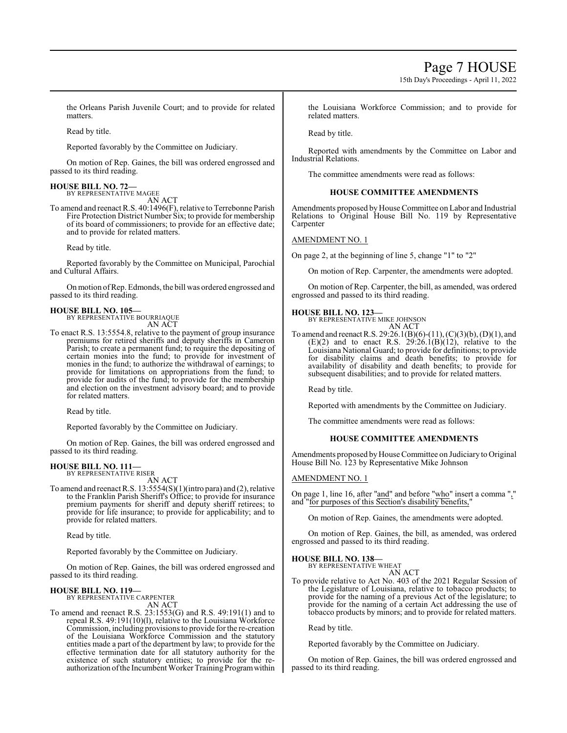the Orleans Parish Juvenile Court; and to provide for related matters.

Read by title.

Reported favorably by the Committee on Judiciary.

On motion of Rep. Gaines, the bill was ordered engrossed and passed to its third reading.

**HOUSE BILL NO. 72—**
BY REPRESENTATIVE MAGEE
AN ACT

To amend and reenact R.S. 40:1496(F), relative to Terrebonne Parish Fire Protection District Number Six; to provide for membership of its board of commissioners; to provide for an effective date; and to provide for related matters.

Read by title.

Reported favorably by the Committee on Municipal, Parochial and Cultural Affairs.

On motion of Rep. Edmonds, the bill was ordered engrossed and passed to its third reading.

**HOUSE BILL NO. 105—**
BY REPRESENTATIVE BOURRIAQUE
AN ACT

To enact R.S. 13:5554.8, relative to the payment of group insurance premiums for retired sheriffs and deputy sheriffs in Cameron Parish; to create a permanent fund; to require the depositing of certain monies into the fund; to provide for investment of monies in the fund; to authorize the withdrawal of earnings; to provide for limitations on appropriations from the fund; to provide for audits of the fund; to provide for the membership and election on the investment advisory board; and to provide for related matters.

Read by title.

Reported favorably by the Committee on Judiciary.

On motion of Rep. Gaines, the bill was ordered engrossed and passed to its third reading.

**HOUSE BILL NO. 111—**
BY REPRESENTATIVE RISER
AN ACT

To amend and reenact R.S. 13:5554(S)(1)(intro para) and (2), relative to the Franklin Parish Sheriff's Office; to provide for insurance premium payments for sheriff and deputy sheriff retirees; to provide for life insurance; to provide for applicability; and to provide for related matters.

Read by title.

Reported favorably by the Committee on Judiciary.

On motion of Rep. Gaines, the bill was ordered engrossed and passed to its third reading.

**HOUSE BILL NO. 119—**
BY REPRESENTATIVE CARPENTER
AN ACT

To amend and reenact R.S. 23:1553(G) and R.S. 49:191(1) and to repeal R.S. 49:191(10)(l), relative to the Louisiana Workforce Commission, including provisions to provide for the re-creation of the Louisiana Workforce Commission and the statutory entities made a part of the department by law; to provide for the effective termination date for all statutory authority for the existence of such statutory entities; to provide for the re-authorization of the Incumbent Worker Training Program within the Louisiana Workforce Commission; and to provide for related matters.

Read by title.

Reported with amendments by the Committee on Labor and Industrial Relations.

The committee amendments were read as follows:

**HOUSE COMMITTEE AMENDMENTS**

Amendments proposed by House Committee on Labor and Industrial Relations to Original House Bill No. 119 by Representative Carpenter

AMENDMENT NO. 1

On page 2, at the beginning of line 5, change "1" to "2"

On motion of Rep. Carpenter, the amendments were adopted.

On motion of Rep. Carpenter, the bill, as amended, was ordered engrossed and passed to its third reading.

**HOUSE BILL NO. 123—**
BY REPRESENTATIVE MIKE JOHNSON
AN ACT

To amend and reenact R.S. 29:26.1(B)(6)-(11), (C)(3)(b), (D)(1), and (E)(2) and to enact R.S. 29:26.1(B)(12), relative to the Louisiana National Guard; to provide for definitions; to provide for disability claims and death benefits; to provide for availability of disability and death benefits; to provide for subsequent disabilities; and to provide for related matters.

Read by title.

Reported with amendments by the Committee on Judiciary.

The committee amendments were read as follows:

**HOUSE COMMITTEE AMENDMENTS**

Amendments proposed by House Committee on Judiciary to Original House Bill No. 123 by Representative Mike Johnson

AMENDMENT NO. 1

On page 1, line 16, after "and" and before "who" insert a comma "," and "for purposes of this Section's disability benefits,"

On motion of Rep. Gaines, the amendments were adopted.

On motion of Rep. Gaines, the bill, as amended, was ordered engrossed and passed to its third reading.

**HOUSE BILL NO. 138—**
BY REPRESENTATIVE WHEAT
AN ACT

To provide relative to Act No. 403 of the 2021 Regular Session of the Legislature of Louisiana, relative to tobacco products; to provide for the naming of a previous Act of the legislature; to provide for the naming of a certain Act addressing the use of tobacco products by minors; and to provide for related matters.

Read by title.

Reported favorably by the Committee on Judiciary.

On motion of Rep. Gaines, the bill was ordered engrossed and passed to its third reading.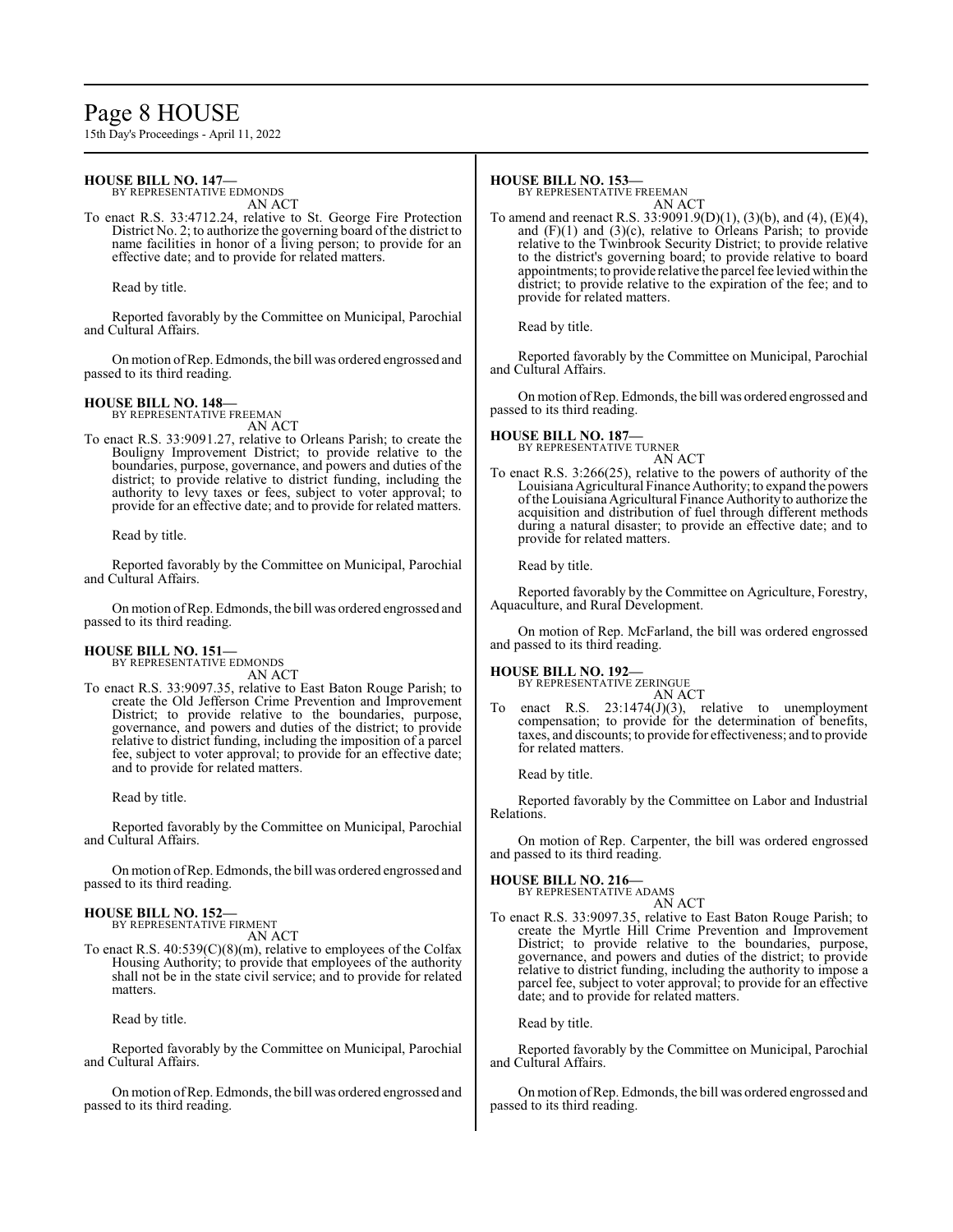**HOUSE BILL NO. 147—**

BY REPRESENTATIVE EDMONDS

AN ACT

To enact R.S. 33:4712.24, relative to St. George Fire Protection District No. 2; to authorize the governing board of the district to name facilities in honor of a living person; to provide for an effective date; and to provide for related matters.

Read by title.

Reported favorably by the Committee on Municipal, Parochial and Cultural Affairs.

On motion of Rep. Edmonds, the bill was ordered engrossed and passed to its third reading.

**HOUSE BILL NO. 148—**

BY REPRESENTATIVE FREEMAN

AN ACT

To enact R.S. 33:9091.27, relative to Orleans Parish; to create the Bouligny Improvement District; to provide relative to the boundaries, purpose, governance, and powers and duties of the district; to provide relative to district funding, including the authority to levy taxes or fees, subject to voter approval; to provide for an effective date; and to provide for related matters.

Read by title.

Reported favorably by the Committee on Municipal, Parochial and Cultural Affairs.

On motion of Rep. Edmonds, the bill was ordered engrossed and passed to its third reading.

**HOUSE BILL NO. 151—**

BY REPRESENTATIVE EDMONDS

AN ACT

To enact R.S. 33:9097.35, relative to East Baton Rouge Parish; to create the Old Jefferson Crime Prevention and Improvement District; to provide relative to the boundaries, purpose, governance, and powers and duties of the district; to provide relative to district funding, including the imposition of a parcel fee, subject to voter approval; to provide for an effective date; and to provide for related matters.

Read by title.

Reported favorably by the Committee on Municipal, Parochial and Cultural Affairs.

On motion of Rep. Edmonds, the bill was ordered engrossed and passed to its third reading.

**HOUSE BILL NO. 152—**

BY REPRESENTATIVE FIRMENT

AN ACT

To enact R.S. 40:539(C)(8)(m), relative to employees of the Colfax Housing Authority; to provide that employees of the authority shall not be in the state civil service; and to provide for related matters.

Read by title.

Reported favorably by the Committee on Municipal, Parochial and Cultural Affairs.

On motion of Rep. Edmonds, the bill was ordered engrossed and passed to its third reading.

**HOUSE BILL NO. 153—**

BY REPRESENTATIVE FREEMAN

AN ACT

To amend and reenact R.S. 33:9091.9(D)(1), (3)(b), and (4), (E)(4), and (F)(1) and (3)(c), relative to Orleans Parish; to provide relative to the Twinbrook Security District; to provide relative to the district's governing board; to provide relative to board appointments; to provide relative the parcel fee levied within the district; to provide relative to the expiration of the fee; and to provide for related matters.

Read by title.

Reported favorably by the Committee on Municipal, Parochial and Cultural Affairs.

On motion of Rep. Edmonds, the bill was ordered engrossed and passed to its third reading.

**HOUSE BILL NO. 187—**

BY REPRESENTATIVE TURNER

AN ACT

To enact R.S. 3:266(25), relative to the powers of authority of the Louisiana Agricultural Finance Authority; to expand the powers of the Louisiana Agricultural Finance Authority to authorize the acquisition and distribution of fuel through different methods during a natural disaster; to provide an effective date; and to provide for related matters.

Read by title.

Reported favorably by the Committee on Agriculture, Forestry, Aquaculture, and Rural Development.

On motion of Rep. McFarland, the bill was ordered engrossed and passed to its third reading.

**HOUSE BILL NO. 192—**

BY REPRESENTATIVE ZERINGUE

AN ACT

To enact R.S. 23:1474(J)(3), relative to unemployment compensation; to provide for the determination of benefits, taxes, and discounts; to provide for effectiveness; and to provide for related matters.

Read by title.

Reported favorably by the Committee on Labor and Industrial Relations.

On motion of Rep. Carpenter, the bill was ordered engrossed and passed to its third reading.

**HOUSE BILL NO. 216—**

BY REPRESENTATIVE ADAMS

AN ACT

To enact R.S. 33:9097.35, relative to East Baton Rouge Parish; to create the Myrtle Hill Crime Prevention and Improvement District; to provide relative to the boundaries, purpose, governance, and powers and duties of the district; to provide relative to district funding, including the authority to impose a parcel fee, subject to voter approval; to provide for an effective date; and to provide for related matters.

Read by title.

Reported favorably by the Committee on Municipal, Parochial and Cultural Affairs.

On motion of Rep. Edmonds, the bill was ordered engrossed and passed to its third reading.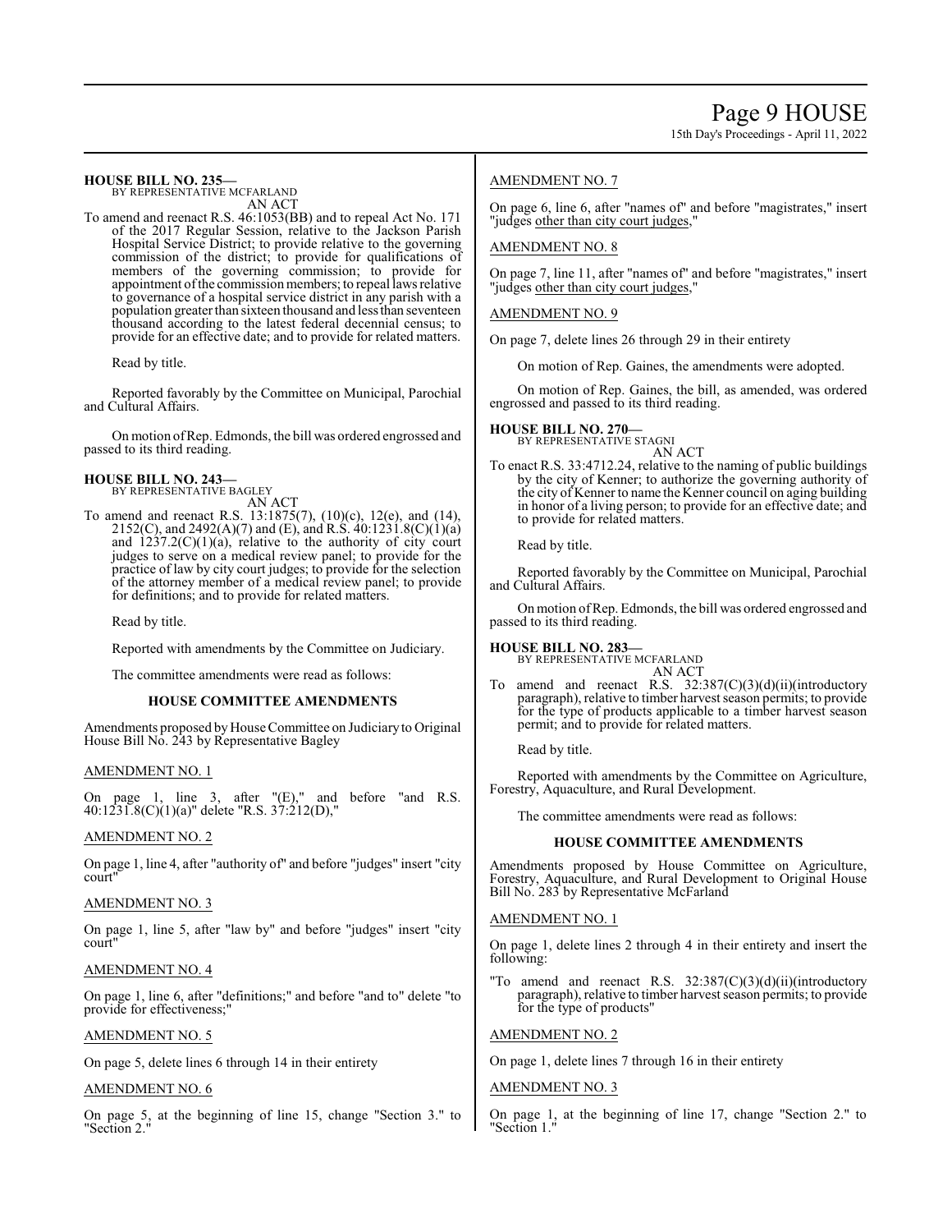**HOUSE BILL NO. 235—**
BY REPRESENTATIVE MCFARLAND
AN ACT

To amend and reenact R.S. 46:1053(BB) and to repeal Act No. 171 of the 2017 Regular Session, relative to the Jackson Parish Hospital Service District; to provide relative to the governing commission of the district; to provide for qualifications of members of the governing commission; to provide for appointment of the commission members; to repeal laws relative to governance of a hospital service district in any parish with a population greater than sixteen thousand and less than seventeen thousand according to the latest federal decennial census; to provide for an effective date; and to provide for related matters.

Read by title.

Reported favorably by the Committee on Municipal, Parochial and Cultural Affairs.

On motion of Rep. Edmonds, the bill was ordered engrossed and passed to its third reading.

**HOUSE BILL NO. 243—**
BY REPRESENTATIVE BAGLEY
AN ACT

To amend and reenact R.S. 13:1875(7), (10)(c), 12(e), and (14), 2152(C), and 2492(A)(7) and (E), and R.S. 40:1231.8(C)(1)(a) and 1237.2(C)(1)(a), relative to the authority of city court judges to serve on a medical review panel; to provide for the practice of law by city court judges; to provide for the selection of the attorney member of a medical review panel; to provide for definitions; and to provide for related matters.

Read by title.

Reported with amendments by the Committee on Judiciary.

The committee amendments were read as follows:

**HOUSE COMMITTEE AMENDMENTS**

Amendments proposed by House Committee on Judiciary to Original House Bill No. 243 by Representative Bagley

AMENDMENT NO. 1

On page 1, line 3, after "(E)," and before "and R.S. 40:1231.8(C)(1)(a)" delete "R.S. 37:212(D),"

AMENDMENT NO. 2

On page 1, line 4, after "authority of" and before "judges" insert "city court"

AMENDMENT NO. 3

On page 1, line 5, after "law by" and before "judges" insert "city court"

AMENDMENT NO. 4

On page 1, line 6, after "definitions;" and before "and to" delete "to provide for effectiveness;"

AMENDMENT NO. 5

On page 5, delete lines 6 through 14 in their entirety

AMENDMENT NO. 6

On page 5, at the beginning of line 15, change "Section 3." to "Section 2."

AMENDMENT NO. 7

On page 6, line 6, after "names of" and before "magistrates," insert "judges other than city court judges,"

AMENDMENT NO. 8

On page 7, line 11, after "names of" and before "magistrates," insert "judges other than city court judges,"

AMENDMENT NO. 9

On page 7, delete lines 26 through 29 in their entirety

On motion of Rep. Gaines, the amendments were adopted.

On motion of Rep. Gaines, the bill, as amended, was ordered engrossed and passed to its third reading.

**HOUSE BILL NO. 270—**
BY REPRESENTATIVE STAGNI
AN ACT

To enact R.S. 33:4712.24, relative to the naming of public buildings by the city of Kenner; to authorize the governing authority of the city of Kenner to name the Kenner council on aging building in honor of a living person; to provide for an effective date; and to provide for related matters.

Read by title.

Reported favorably by the Committee on Municipal, Parochial and Cultural Affairs.

On motion of Rep. Edmonds, the bill was ordered engrossed and passed to its third reading.

**HOUSE BILL NO. 283—**
BY REPRESENTATIVE MCFARLAND
AN ACT

To amend and reenact R.S. 32:387(C)(3)(d)(ii)(introductory paragraph), relative to timber harvest season permits; to provide for the type of products applicable to a timber harvest season permit; and to provide for related matters.

Read by title.

Reported with amendments by the Committee on Agriculture, Forestry, Aquaculture, and Rural Development.

The committee amendments were read as follows:

**HOUSE COMMITTEE AMENDMENTS**

Amendments proposed by House Committee on Agriculture, Forestry, Aquaculture, and Rural Development to Original House Bill No. 283 by Representative McFarland

AMENDMENT NO. 1

On page 1, delete lines 2 through 4 in their entirety and insert the following:

"To amend and reenact R.S. 32:387(C)(3)(d)(ii)(introductory paragraph), relative to timber harvest season permits; to provide for the type of products"

AMENDMENT NO. 2

On page 1, delete lines 7 through 16 in their entirety

AMENDMENT NO. 3

On page 1, at the beginning of line 17, change "Section 2." to "Section 1."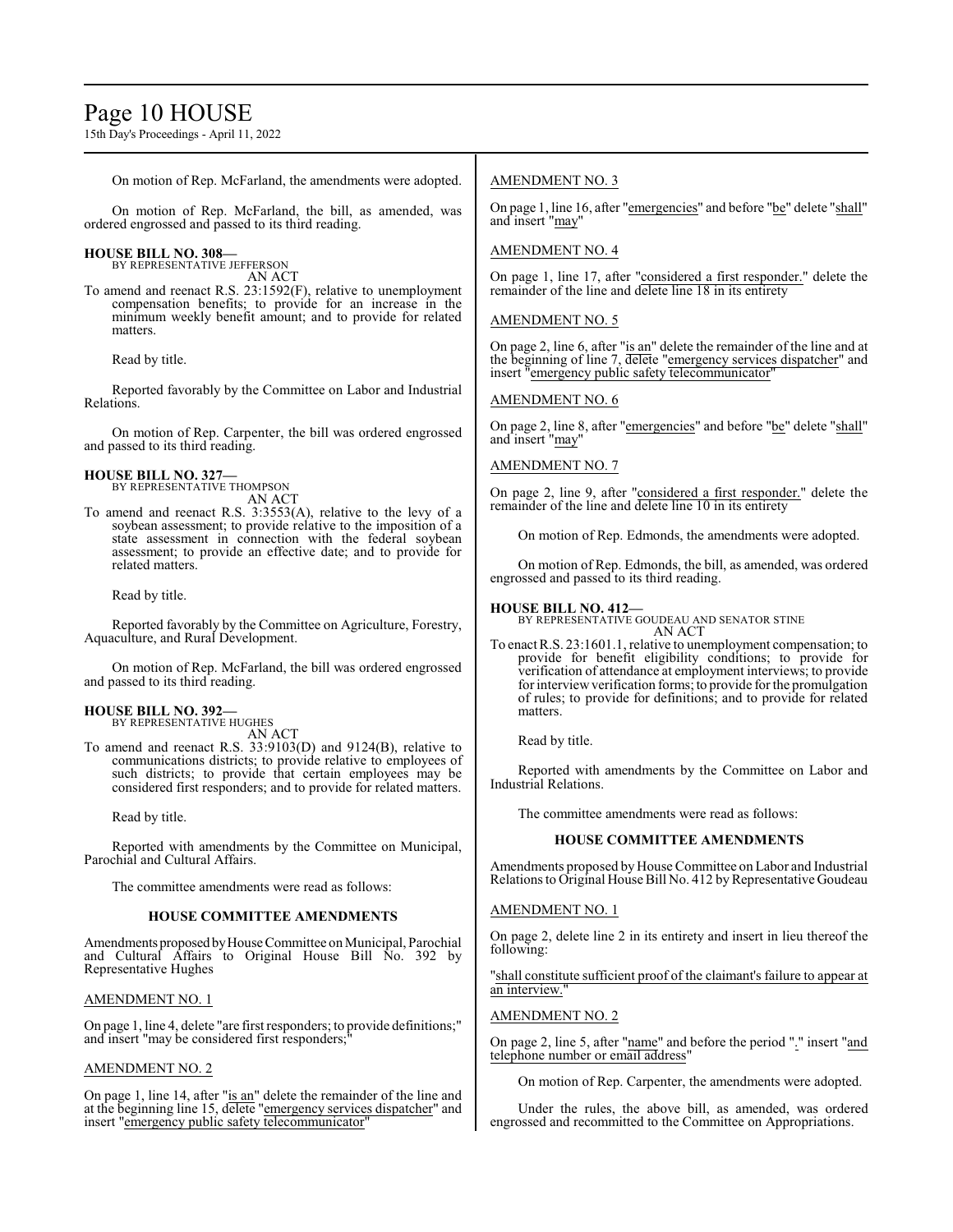On motion of Rep. McFarland, the amendments were adopted.

On motion of Rep. McFarland, the bill, as amended, was ordered engrossed and passed to its third reading.

**HOUSE BILL NO. 308—**
BY REPRESENTATIVE JEFFERSON
AN ACT

To amend and reenact R.S. 23:1592(F), relative to unemployment compensation benefits; to provide for an increase in the minimum weekly benefit amount; and to provide for related matters.

Read by title.

Reported favorably by the Committee on Labor and Industrial Relations.

On motion of Rep. Carpenter, the bill was ordered engrossed and passed to its third reading.

**HOUSE BILL NO. 327—**
BY REPRESENTATIVE THOMPSON
AN ACT

To amend and reenact R.S. 3:3553(A), relative to the levy of a soybean assessment; to provide relative to the imposition of a state assessment in connection with the federal soybean assessment; to provide an effective date; and to provide for related matters.

Read by title.

Reported favorably by the Committee on Agriculture, Forestry, Aquaculture, and Rural Development.

On motion of Rep. McFarland, the bill was ordered engrossed and passed to its third reading.

**HOUSE BILL NO. 392—**
BY REPRESENTATIVE HUGHES
AN ACT

To amend and reenact R.S. 33:9103(D) and 9124(B), relative to communications districts; to provide relative to employees of such districts; to provide that certain employees may be considered first responders; and to provide for related matters.

Read by title.

Reported with amendments by the Committee on Municipal, Parochial and Cultural Affairs.

The committee amendments were read as follows:

**HOUSE COMMITTEE AMENDMENTS**

Amendments proposed by House Committee on Municipal, Parochial and Cultural Affairs to Original House Bill No. 392 by Representative Hughes

AMENDMENT NO. 1

On page 1, line 4, delete "are first responders; to provide definitions;" and insert "may be considered first responders;"

AMENDMENT NO. 2

On page 1, line 14, after "is an" delete the remainder of the line and at the beginning line 15, delete "emergency services dispatcher" and insert "emergency public safety telecommunicator"

AMENDMENT NO. 3

On page 1, line 16, after "emergencies" and before "be" delete "shall" and insert "may"

AMENDMENT NO. 4

On page 1, line 17, after "considered a first responder." delete the remainder of the line and delete line 18 in its entirety

AMENDMENT NO. 5

On page 2, line 6, after "is an" delete the remainder of the line and at the beginning of line 7, delete "emergency services dispatcher" and insert "emergency public safety telecommunicator"

AMENDMENT NO. 6

On page 2, line 8, after "emergencies" and before "be" delete "shall" and insert "may"

AMENDMENT NO. 7

On page 2, line 9, after "considered a first responder." delete the remainder of the line and delete line 10 in its entirety

On motion of Rep. Edmonds, the amendments were adopted.

On motion of Rep. Edmonds, the bill, as amended, was ordered engrossed and passed to its third reading.

**HOUSE BILL NO. 412—**
BY REPRESENTATIVE GOUDEAU AND SENATOR STINE
AN ACT

To enact R.S. 23:1601.1, relative to unemployment compensation; to provide for benefit eligibility conditions; to provide for verification of attendance at employment interviews; to provide for interview verification forms; to provide for the promulgation of rules; to provide for definitions; and to provide for related matters.

Read by title.

Reported with amendments by the Committee on Labor and Industrial Relations.

The committee amendments were read as follows:

**HOUSE COMMITTEE AMENDMENTS**

Amendments proposed by House Committee on Labor and Industrial Relations to Original House Bill No. 412 by Representative Goudeau

AMENDMENT NO. 1

On page 2, delete line 2 in its entirety and insert in lieu thereof the following:

"shall constitute sufficient proof of the claimant's failure to appear at an interview."

AMENDMENT NO. 2

On page 2, line 5, after "name" and before the period "." insert "and telephone number or email address"

On motion of Rep. Carpenter, the amendments were adopted.

Under the rules, the above bill, as amended, was ordered engrossed and recommitted to the Committee on Appropriations.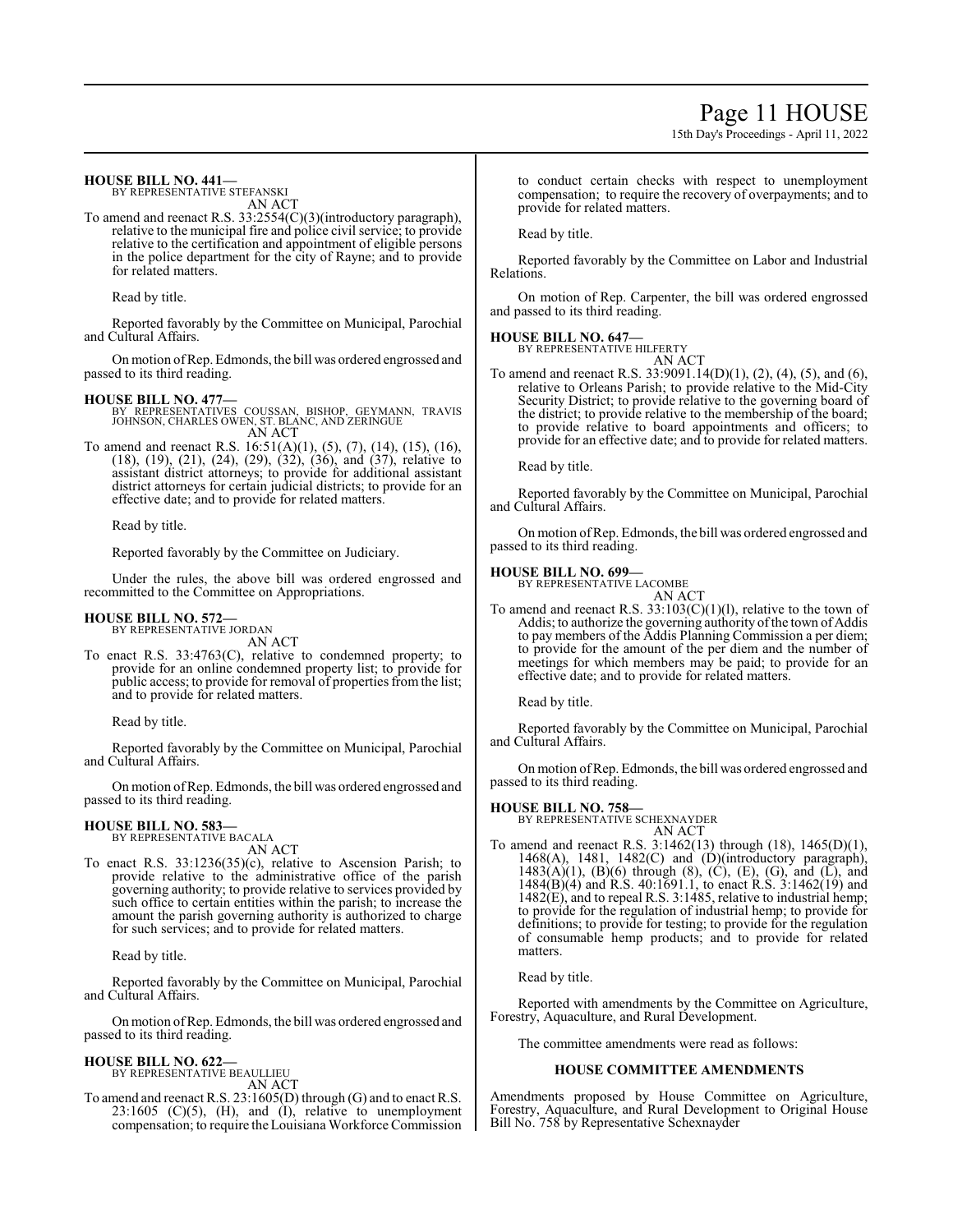**HOUSE BILL NO. 441—**
BY REPRESENTATIVE STEFANSKI
AN ACT

To amend and reenact R.S. 33:2554(C)(3)(introductory paragraph), relative to the municipal fire and police civil service; to provide relative to the certification and appointment of eligible persons in the police department for the city of Rayne; and to provide for related matters.

Read by title.

Reported favorably by the Committee on Municipal, Parochial and Cultural Affairs.

On motion of Rep. Edmonds, the bill was ordered engrossed and passed to its third reading.

**HOUSE BILL NO. 477—**
BY REPRESENTATIVES COUSSAN, BISHOP, GEYMANN, TRAVIS JOHNSON, CHARLES OWEN, ST. BLANC, AND ZERINGUE
AN ACT

To amend and reenact R.S. 16:51(A)(1), (5), (7), (14), (15), (16), (18), (19), (21), (24), (29), (32), (36), and (37), relative to assistant district attorneys; to provide for additional assistant district attorneys for certain judicial districts; to provide for an effective date; and to provide for related matters.

Read by title.

Reported favorably by the Committee on Judiciary.

Under the rules, the above bill was ordered engrossed and recommitted to the Committee on Appropriations.

**HOUSE BILL NO. 572—**
BY REPRESENTATIVE JORDAN
AN ACT

To enact R.S. 33:4763(C), relative to condemned property; to provide for an online condemned property list; to provide for public access; to provide for removal of properties from the list; and to provide for related matters.

Read by title.

Reported favorably by the Committee on Municipal, Parochial and Cultural Affairs.

On motion of Rep. Edmonds, the bill was ordered engrossed and passed to its third reading.

**HOUSE BILL NO. 583—**
BY REPRESENTATIVE BACALA
AN ACT

To enact R.S. 33:1236(35)(c), relative to Ascension Parish; to provide relative to the administrative office of the parish governing authority; to provide relative to services provided by such office to certain entities within the parish; to increase the amount the parish governing authority is authorized to charge for such services; and to provide for related matters.

Read by title.

Reported favorably by the Committee on Municipal, Parochial and Cultural Affairs.

On motion of Rep. Edmonds, the bill was ordered engrossed and passed to its third reading.

**HOUSE BILL NO. 622—**
BY REPRESENTATIVE BEAULLIEU
AN ACT

To amend and reenact R.S. 23:1605(D) through (G) and to enact R.S. 23:1605 (C)(5), (H), and (I), relative to unemployment compensation; to require the Louisiana Workforce Commission to conduct certain checks with respect to unemployment compensation; to require the recovery of overpayments; and to provide for related matters.

Read by title.

Reported favorably by the Committee on Labor and Industrial Relations.

On motion of Rep. Carpenter, the bill was ordered engrossed and passed to its third reading.

**HOUSE BILL NO. 647—**
BY REPRESENTATIVE HILFERTY
AN ACT

To amend and reenact R.S. 33:9091.14(D)(1), (2), (4), (5), and (6), relative to Orleans Parish; to provide relative to the Mid-City Security District; to provide relative to the governing board of the district; to provide relative to the membership of the board; to provide relative to board appointments and officers; to provide for an effective date; and to provide for related matters.

Read by title.

Reported favorably by the Committee on Municipal, Parochial and Cultural Affairs.

On motion of Rep. Edmonds, the bill was ordered engrossed and passed to its third reading.

**HOUSE BILL NO. 699—**
BY REPRESENTATIVE LACOMBE
AN ACT

To amend and reenact R.S. 33:103(C)(1)(l), relative to the town of Addis; to authorize the governing authority of the town of Addis to pay members of the Addis Planning Commission a per diem; to provide for the amount of the per diem and the number of meetings for which members may be paid; to provide for an effective date; and to provide for related matters.

Read by title.

Reported favorably by the Committee on Municipal, Parochial and Cultural Affairs.

On motion of Rep. Edmonds, the bill was ordered engrossed and passed to its third reading.

**HOUSE BILL NO. 758—**
BY REPRESENTATIVE SCHEXNAYDER
AN ACT

To amend and reenact R.S. 3:1462(13) through (18), 1465(D)(1), 1468(A), 1481, 1482(C) and (D)(introductory paragraph), 1483(A)(1), (B)(6) through (8), (C), (E), (G), and (L), and 1484(B)(4) and R.S. 40:1691.1, to enact R.S. 3:1462(19) and 1482(E), and to repeal R.S. 3:1485, relative to industrial hemp; to provide for the regulation of industrial hemp; to provide for definitions; to provide for testing; to provide for the regulation of consumable hemp products; and to provide for related matters.

Read by title.

Reported with amendments by the Committee on Agriculture, Forestry, Aquaculture, and Rural Development.

The committee amendments were read as follows:

**HOUSE COMMITTEE AMENDMENTS**

Amendments proposed by House Committee on Agriculture, Forestry, Aquaculture, and Rural Development to Original House Bill No. 758 by Representative Schexnayder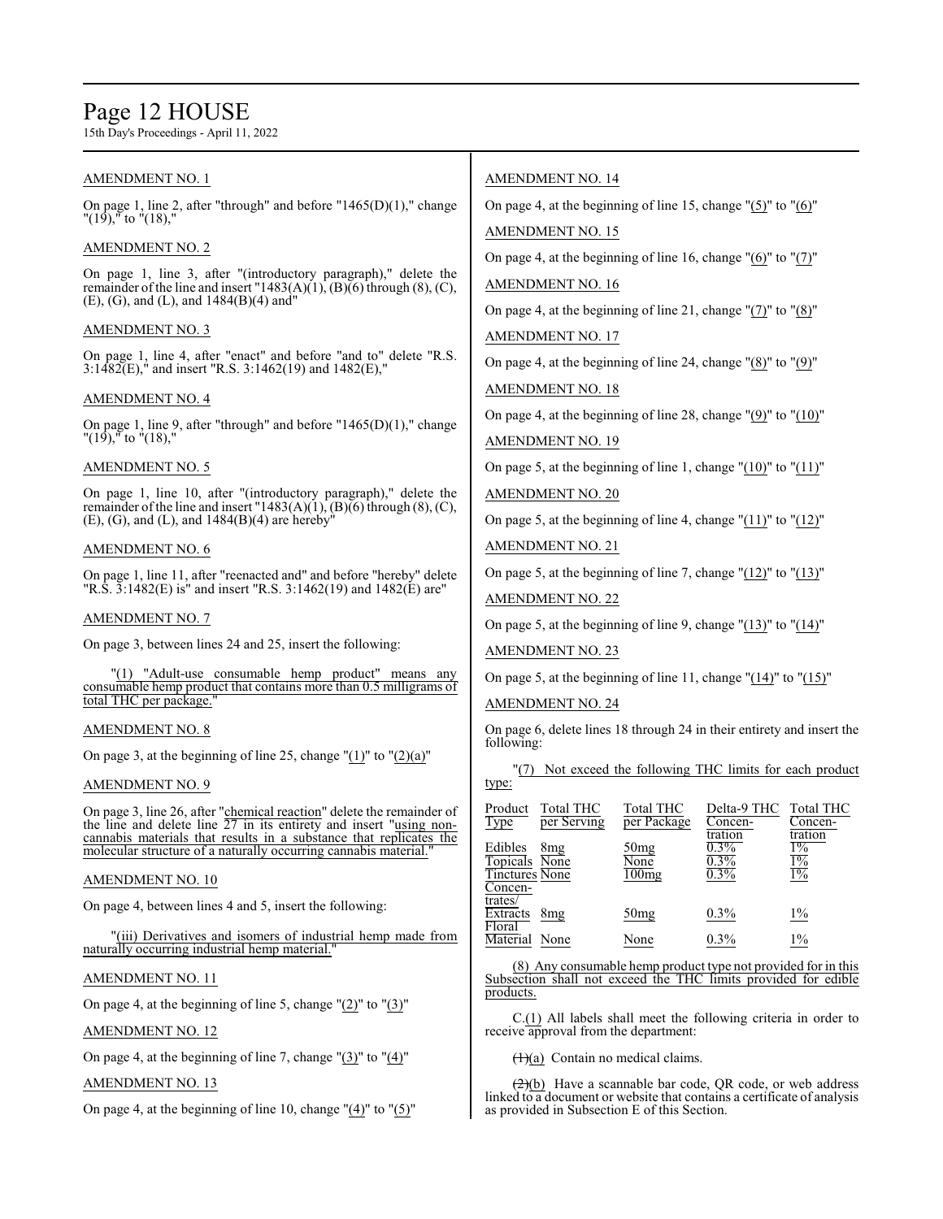AMENDMENT NO. 1

On page 1, line 2, after "through" and before "1465(D)(1)," change "(19)," to "(18),"

AMENDMENT NO. 2

On page 1, line 3, after "(introductory paragraph)," delete the remainder of the line and insert "1483(A)(1), (B)(6) through (8), (C), (E), (G), and (L), and 1484(B)(4) and"

AMENDMENT NO. 3

On page 1, line 4, after "enact" and before "and to" delete "R.S. 3:1482(E)," and insert "R.S. 3:1462(19) and 1482(E),"

AMENDMENT NO. 4

On page 1, line 9, after "through" and before "1465(D)(1)," change "(19)," to "(18),"

AMENDMENT NO. 5

On page 1, line 10, after "(introductory paragraph)," delete the remainder of the line and insert "1483(A)(1), (B)(6) through (8), (C), (E), (G), and (L), and 1484(B)(4) are hereby"

AMENDMENT NO. 6

On page 1, line 11, after "reenacted and" and before "hereby" delete "R.S. 3:1482(E) is" and insert "R.S. 3:1462(19) and 1482(E) are"

AMENDMENT NO. 7

On page 3, between lines 24 and 25, insert the following:

"(1) "Adult-use consumable hemp product" means any consumable hemp product that contains more than 0.5 milligrams of total THC per package."

AMENDMENT NO. 8

On page 3, at the beginning of line 25, change "(1)" to "(2)(a)"

AMENDMENT NO. 9

On page 3, line 26, after "chemical reaction" delete the remainder of the line and delete line 27 in its entirety and insert "using non-cannabis materials that results in a substance that replicates the molecular structure of a naturally occurring cannabis material."

AMENDMENT NO. 10

On page 4, between lines 4 and 5, insert the following:

"(iii) Derivatives and isomers of industrial hemp made from naturally occurring industrial hemp material."

AMENDMENT NO. 11

On page 4, at the beginning of line 5, change "(2)" to "(3)"

AMENDMENT NO. 12

On page 4, at the beginning of line 7, change "(3)" to "(4)"

AMENDMENT NO. 13

On page 4, at the beginning of line 10, change "(4)" to "(5)"

AMENDMENT NO. 14

On page 4, at the beginning of line 15, change "(5)" to "(6)"

AMENDMENT NO. 15

On page 4, at the beginning of line 16, change "(6)" to "(7)"

AMENDMENT NO. 16

On page 4, at the beginning of line 21, change "(7)" to "(8)"

AMENDMENT NO. 17

On page 4, at the beginning of line 24, change "(8)" to "(9)"

AMENDMENT NO. 18

On page 4, at the beginning of line 28, change "(9)" to "(10)"

AMENDMENT NO. 19

On page 5, at the beginning of line 1, change "(10)" to "(11)"

AMENDMENT NO. 20

On page 5, at the beginning of line 4, change "(11)" to "(12)"

AMENDMENT NO. 21

On page 5, at the beginning of line 7, change "(12)" to "(13)"

AMENDMENT NO. 22

On page 5, at the beginning of line 9, change "(13)" to "(14)"

AMENDMENT NO. 23

On page 5, at the beginning of line 11, change "(14)" to "(15)"

AMENDMENT NO. 24

On page 6, delete lines 18 through 24 in their entirety and insert the following:

"(7) Not exceed the following THC limits for each product type:

| Product Type | Total THC per Serving | Total THC per Package | Delta-9 THC Concentration | Total THC Concentration |
|---|---|---|---|---|
| Edibles | 8mg | 50mg | 0.3% | 1% |
| Topicals | None | None | 0.3% | 1% |
| Tinctures | None | 100mg | 0.3% | 1% |
| Concentrates/ Extracts | 8mg | 50mg | 0.3% | 1% |
| Floral Material | None | None | 0.3% | 1% |

(8) Any consumable hemp product type not provided for in this Subsection shall not exceed the THC limits provided for edible products.

C.(1) All labels shall meet the following criteria in order to receive approval from the department:

~~(1)~~(a) Contain no medical claims.

~~(2)~~(b) Have a scannable bar code, QR code, or web address linked to a document or website that contains a certificate of analysis as provided in Subsection E of this Section.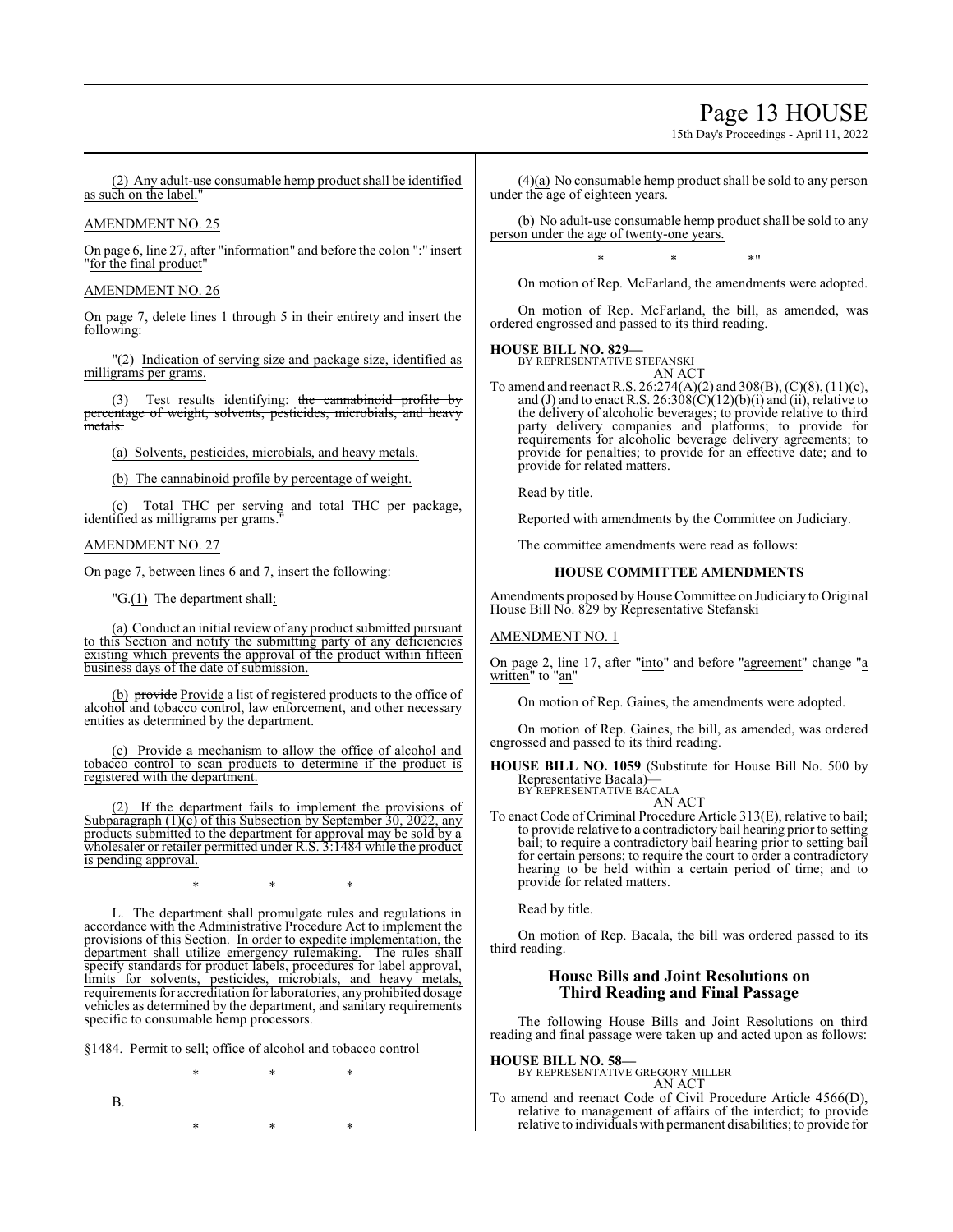(2) Any adult-use consumable hemp product shall be identified as such on the label."

AMENDMENT NO. 25

On page 6, line 27, after "information" and before the colon ":" insert "for the final product"

AMENDMENT NO. 26

On page 7, delete lines 1 through 5 in their entirety and insert the following:

"(2) Indication of serving size and package size, identified as milligrams per grams.

(3) Test results identifying: ~~the cannabinoid profile by percentage of weight, solvents, pesticides, microbials, and heavy metals.~~

(a) Solvents, pesticides, microbials, and heavy metals.

(b) The cannabinoid profile by percentage of weight.

(c) Total THC per serving and total THC per package, identified as milligrams per grams."

AMENDMENT NO. 27

On page 7, between lines 6 and 7, insert the following:

"G.(1) The department shall:

(a) Conduct an initial review of any product submitted pursuant to this Section and notify the submitting party of any deficiencies existing which prevents the approval of the product within fifteen business days of the date of submission.

(b) ~~provide~~ Provide a list of registered products to the office of alcohol and tobacco control, law enforcement, and other necessary entities as determined by the department.

(c) Provide a mechanism to allow the office of alcohol and tobacco control to scan products to determine if the product is registered with the department.

(2) If the department fails to implement the provisions of Subparagraph (1)(c) of this Subsection by September 30, 2022, any products submitted to the department for approval may be sold by a wholesaler or retailer permitted under R.S. 3:1484 while the product is pending approval.

\* \* \*

L. The department shall promulgate rules and regulations in accordance with the Administrative Procedure Act to implement the provisions of this Section. In order to expedite implementation, the department shall utilize emergency rulemaking. The rules shall specify standards for product labels, procedures for label approval, limits for solvents, pesticides, microbials, and heavy metals, requirements for accreditation for laboratories, any prohibited dosage vehicles as determined by the department, and sanitary requirements specific to consumable hemp processors.

§1484. Permit to sell; office of alcohol and tobacco control

\* \* \*

B.

\* \* \*

(4)(a) No consumable hemp product shall be sold to any person under the age of eighteen years.

(b) No adult-use consumable hemp product shall be sold to any person under the age of twenty-one years.

\* \* \*"

On motion of Rep. McFarland, the amendments were adopted.

On motion of Rep. McFarland, the bill, as amended, was ordered engrossed and passed to its third reading.

**HOUSE BILL NO. 829—**
BY REPRESENTATIVE STEFANSKI
AN ACT

To amend and reenact R.S. 26:274(A)(2) and 308(B), (C)(8), (11)(c), and (J) and to enact R.S. 26:308(C)(12)(b)(i) and (ii), relative to the delivery of alcoholic beverages; to provide relative to third party delivery companies and platforms; to provide for requirements for alcoholic beverage delivery agreements; to provide for penalties; to provide for an effective date; and to provide for related matters.

Read by title.

Reported with amendments by the Committee on Judiciary.

The committee amendments were read as follows:

### HOUSE COMMITTEE AMENDMENTS

Amendments proposed by House Committee on Judiciary to Original House Bill No. 829 by Representative Stefanski

AMENDMENT NO. 1

On page 2, line 17, after "into" and before "agreement" change "a written" to "an"

On motion of Rep. Gaines, the amendments were adopted.

On motion of Rep. Gaines, the bill, as amended, was ordered engrossed and passed to its third reading.

**HOUSE BILL NO. 1059** (Substitute for House Bill No. 500 by Representative Bacala)—
BY REPRESENTATIVE BACALA
AN ACT

To enact Code of Criminal Procedure Article 313(E), relative to bail; to provide relative to a contradictory bail hearing prior to setting bail; to require a contradictory bail hearing prior to setting bail for certain persons; to require the court to order a contradictory hearing to be held within a certain period of time; and to provide for related matters.

Read by title.

On motion of Rep. Bacala, the bill was ordered passed to its third reading.

## House Bills and Joint Resolutions on Third Reading and Final Passage

The following House Bills and Joint Resolutions on third reading and final passage were taken up and acted upon as follows:

**HOUSE BILL NO. 58—**
BY REPRESENTATIVE GREGORY MILLER
AN ACT

To amend and reenact Code of Civil Procedure Article 4566(D), relative to management of affairs of the interdict; to provide relative to individuals with permanent disabilities; to provide for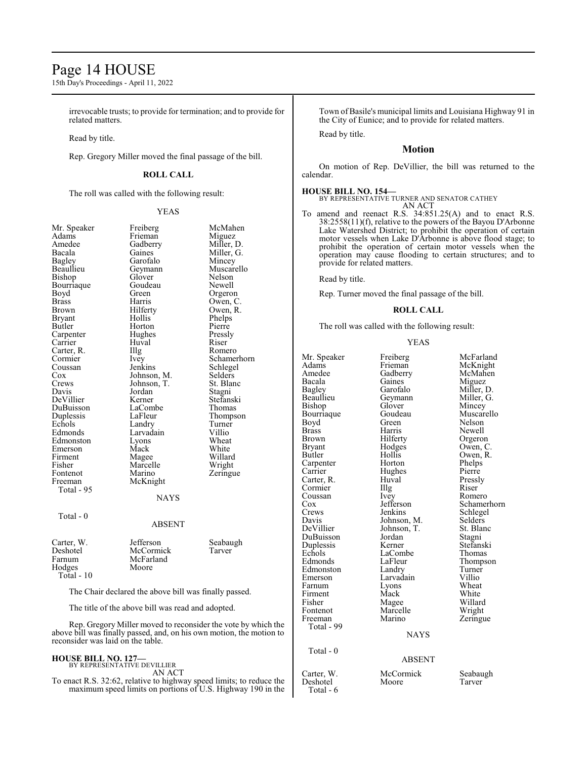irrevocable trusts; to provide for termination; and to provide for related matters.

Read by title.

Rep. Gregory Miller moved the final passage of the bill.

**ROLL CALL**

The roll was called with the following result:

YEAS

| | | |
|---|---|---|
| Mr. Speaker | Freiberg | McMahen |
| Adams | Frieman | Miguez |
| Amedee | Gadberry | Miller, D. |
| Bacala | Gaines | Miller, G. |
| Bagley | Garofalo | Mincey |
| Beaullieu | Geymann | Muscarello |
| Bishop | Glover | Nelson |
| Bourriaque | Goudeau | Newell |
| Boyd | Green | Orgeron |
| Brass | Harris | Owen, C. |
| Brown | Hilferty | Owen, R. |
| Bryant | Hollis | Phelps |
| Butler | Horton | Pierre |
| Carpenter | Hughes | Pressly |
| Carrier | Huval | Riser |
| Carter, R. | Illg | Romero |
| Cormier | Ivey | Schamerhorn |
| Coussan | Jenkins | Schlegel |
| Cox | Johnson, M. | Selders |
| Crews | Johnson, T. | St. Blanc |
| Davis | Jordan | Stagni |
| DeVillier | Kerner | Stefanski |
| DuBuisson | LaCombe | Thomas |
| Duplessis | LaFleur | Thompson |
| Echols | Landry | Turner |
| Edmonds | Larvadain | Villio |
| Edmonston | Lyons | Wheat |
| Emerson | Mack | White |
| Firment | Magee | Willard |
| Fisher | Marcelle | Wright |
| Fontenot | Marino | Zeringue |
| Freeman | McKnight | |

Total - 95

NAYS

Total - 0

ABSENT

| | | |
|---|---|---|
| Carter, W. | Jefferson | Seabaugh |
| Deshotel | McCormick | Tarver |
| Farnum | McFarland | |
| Hodges | Moore | |

Total - 10

The Chair declared the above bill was finally passed.

The title of the above bill was read and adopted.

Rep. Gregory Miller moved to reconsider the vote by which the above bill was finally passed, and, on his own motion, the motion to reconsider was laid on the table.

**HOUSE BILL NO. 127—**
BY REPRESENTATIVE DEVILLIER
AN ACT

To enact R.S. 32:62, relative to highway speed limits; to reduce the maximum speed limits on portions of U.S. Highway 190 in the Town of Basile's municipal limits and Louisiana Highway 91 in the City of Eunice; and to provide for related matters.

Read by title.

## Motion

On motion of Rep. DeVillier, the bill was returned to the calendar.

**HOUSE BILL NO. 154—**
BY REPRESENTATIVE TURNER AND SENATOR CATHEY
AN ACT

To amend and reenact R.S. 34:851.25(A) and to enact R.S. 38:2558(11)(f), relative to the powers of the Bayou D'Arbonne Lake Watershed District; to prohibit the operation of certain motor vessels when Lake D'Arbonne is above flood stage; to prohibit the operation of certain motor vessels when the operation may cause flooding to certain structures; and to provide for related matters.

Read by title.

Rep. Turner moved the final passage of the bill.

**ROLL CALL**

The roll was called with the following result:

YEAS

| | | |
|---|---|---|
| Mr. Speaker | Freiberg | McFarland |
| Adams | Frieman | McKnight |
| Amedee | Gadberry | McMahen |
| Bacala | Gaines | Miguez |
| Bagley | Garofalo | Miller, D. |
| Beaullieu | Geymann | Miller, G. |
| Bishop | Glover | Mincey |
| Bourriaque | Goudeau | Muscarello |
| Boyd | Green | Nelson |
| Brass | Harris | Newell |
| Brown | Hilferty | Orgeron |
| Bryant | Hodges | Owen, C. |
| Butler | Hollis | Owen, R. |
| Carpenter | Horton | Phelps |
| Carrier | Hughes | Pierre |
| Carter, R. | Huval | Pressly |
| Cormier | Illg | Riser |
| Coussan | Ivey | Romero |
| Cox | Jefferson | Schamerhorn |
| Crews | Jenkins | Schlegel |
| Davis | Johnson, M. | Selders |
| DeVillier | Johnson, T. | St. Blanc |
| DuBuisson | Jordan | Stagni |
| Duplessis | Kerner | Stefanski |
| Echols | LaCombe | Thomas |
| Edmonds | LaFleur | Thompson |
| Edmonston | Landry | Turner |
| Emerson | Larvadain | Villio |
| Farnum | Lyons | Wheat |
| Firment | Mack | White |
| Fisher | Magee | Willard |
| Fontenot | Marcelle | Wright |
| Freeman | Marino | Zeringue |

Total - 99

NAYS

Total - 0

ABSENT

| | | |
|---|---|---|
| Carter, W. | McCormick | Seabaugh |
| Deshotel | Moore | Tarver |

Total - 6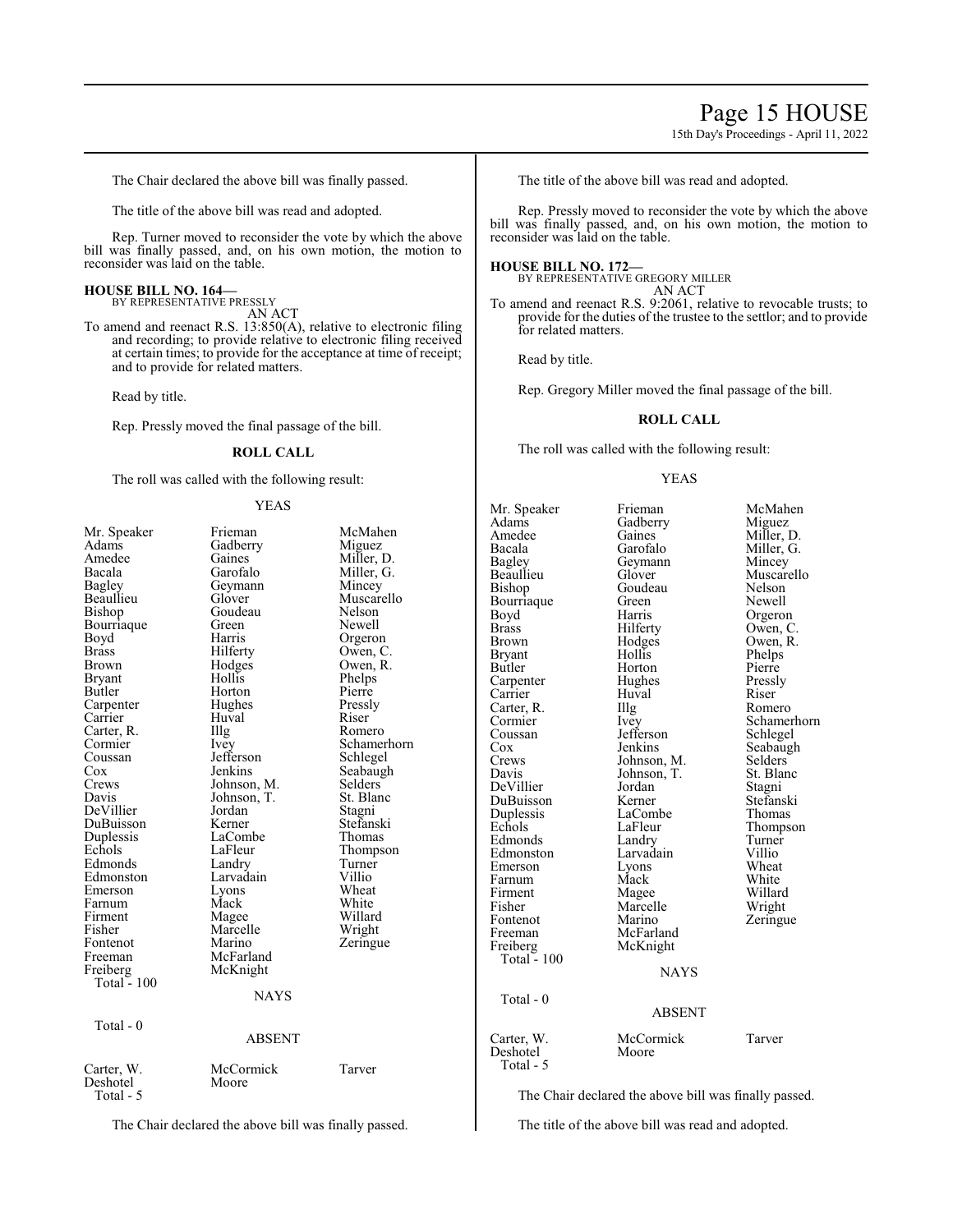The Chair declared the above bill was finally passed.

The title of the above bill was read and adopted.

Rep. Turner moved to reconsider the vote by which the above bill was finally passed, and, on his own motion, the motion to reconsider was laid on the table.

**HOUSE BILL NO. 164—**
BY REPRESENTATIVE PRESSLY
AN ACT

To amend and reenact R.S. 13:850(A), relative to electronic filing and recording; to provide relative to electronic filing received at certain times; to provide for the acceptance at time of receipt; and to provide for related matters.

Read by title.

Rep. Pressly moved the final passage of the bill.

**ROLL CALL**

The roll was called with the following result:

YEAS

| | | |
|---|---|---|
| Mr. Speaker | Frieman | McMahen |
| Adams | Gadberry | Miguez |
| Amedee | Gaines | Miller, D. |
| Bacala | Garofalo | Miller, G. |
| Bagley | Geymann | Mincey |
| Beaullieu | Glover | Muscarello |
| Bishop | Goudeau | Nelson |
| Bourriaque | Green | Newell |
| Boyd | Harris | Orgeron |
| Brass | Hilferty | Owen, C. |
| Brown | Hodges | Owen, R. |
| Bryant | Hollis | Phelps |
| Butler | Horton | Pierre |
| Carpenter | Hughes | Pressly |
| Carrier | Huval | Riser |
| Carter, R. | Illg | Romero |
| Cormier | Ivey | Schamerhorn |
| Coussan | Jefferson | Schlegel |
| Cox | Jenkins | Seabaugh |
| Crews | Johnson, M. | Selders |
| Davis | Johnson, T. | St. Blanc |
| DeVillier | Jordan | Stagni |
| DuBuisson | Kerner | Stefanski |
| Duplessis | LaCombe | Thomas |
| Echols | LaFleur | Thompson |
| Edmonds | Landry | Turner |
| Edmonston | Larvadain | Villio |
| Emerson | Lyons | Wheat |
| Farnum | Mack | White |
| Firment | Magee | Willard |
| Fisher | Marcelle | Wright |
| Fontenot | Marino | Zeringue |
| Freeman | McFarland | |
| Freiberg | McKnight | |

Total - 100

NAYS

Total - 0

ABSENT

| | | |
|---|---|---|
| Carter, W. | McCormick | Tarver |
| Deshotel | Moore | |

Total - 5

The Chair declared the above bill was finally passed.

The title of the above bill was read and adopted.

Rep. Pressly moved to reconsider the vote by which the above bill was finally passed, and, on his own motion, the motion to reconsider was laid on the table.

**HOUSE BILL NO. 172—**
BY REPRESENTATIVE GREGORY MILLER
AN ACT

To amend and reenact R.S. 9:2061, relative to revocable trusts; to provide for the duties of the trustee to the settlor; and to provide for related matters.

Read by title.

Rep. Gregory Miller moved the final passage of the bill.

**ROLL CALL**

The roll was called with the following result:

YEAS

| | | |
|---|---|---|
| Mr. Speaker | Frieman | McMahen |
| Adams | Gadberry | Miguez |
| Amedee | Gaines | Miller, D. |
| Bacala | Garofalo | Miller, G. |
| Bagley | Geymann | Mincey |
| Beaullieu | Glover | Muscarello |
| Bishop | Goudeau | Nelson |
| Bourriaque | Green | Newell |
| Boyd | Harris | Orgeron |
| Brass | Hilferty | Owen, C. |
| Brown | Hodges | Owen, R. |
| Bryant | Hollis | Phelps |
| Butler | Horton | Pierre |
| Carpenter | Hughes | Pressly |
| Carrier | Huval | Riser |
| Carter, R. | Illg | Romero |
| Cormier | Ivey | Schamerhorn |
| Coussan | Jefferson | Schlegel |
| Cox | Jenkins | Seabaugh |
| Crews | Johnson, M. | Selders |
| Davis | Johnson, T. | St. Blanc |
| DeVillier | Jordan | Stagni |
| DuBuisson | Kerner | Stefanski |
| Duplessis | LaCombe | Thomas |
| Echols | LaFleur | Thompson |
| Edmonds | Landry | Turner |
| Edmonston | Larvadain | Villio |
| Emerson | Lyons | Wheat |
| Farnum | Mack | White |
| Firment | Magee | Willard |
| Fisher | Marcelle | Wright |
| Fontenot | Marino | Zeringue |
| Freeman | McFarland | |
| Freiberg | McKnight | |

Total - 100

NAYS

Total - 0

ABSENT

| | | |
|---|---|---|
| Carter, W. | McCormick | Tarver |
| Deshotel | Moore | |

Total - 5

The Chair declared the above bill was finally passed.

The title of the above bill was read and adopted.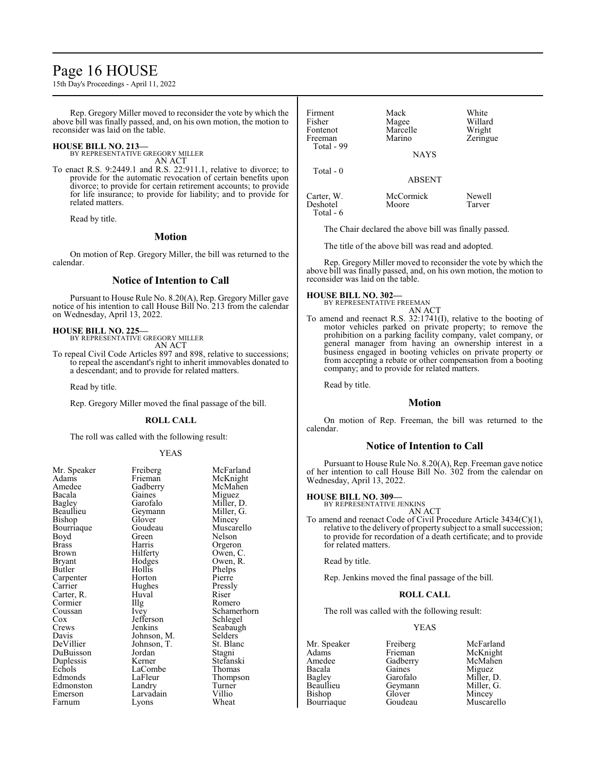Rep. Gregory Miller moved to reconsider the vote by which the above bill was finally passed, and, on his own motion, the motion to reconsider was laid on the table.

**HOUSE BILL NO. 213—**
BY REPRESENTATIVE GREGORY MILLER
AN ACT

To enact R.S. 9:2449.1 and R.S. 22:911.1, relative to divorce; to provide for the automatic revocation of certain benefits upon divorce; to provide for certain retirement accounts; to provide for life insurance; to provide for liability; and to provide for related matters.

Read by title.

## Motion

On motion of Rep. Gregory Miller, the bill was returned to the calendar.

## Notice of Intention to Call

Pursuant to House Rule No. 8.20(A), Rep. Gregory Miller gave notice of his intention to call House Bill No. 213 from the calendar on Wednesday, April 13, 2022.

**HOUSE BILL NO. 225—**
BY REPRESENTATIVE GREGORY MILLER
AN ACT

To repeal Civil Code Articles 897 and 898, relative to successions; to repeal the ascendant's right to inherit immovables donated to a descendant; and to provide for related matters.

Read by title.

Rep. Gregory Miller moved the final passage of the bill.

**ROLL CALL**

The roll was called with the following result:

YEAS

| | | |
|---|---|---|
| Mr. Speaker | Freiberg | McFarland |
| Adams | Frieman | McKnight |
| Amedee | Gadberry | McMahen |
| Bacala | Gaines | Miguez |
| Bagley | Garofalo | Miller, D. |
| Beaullieu | Geymann | Miller, G. |
| Bishop | Glover | Mincey |
| Bourriaque | Goudeau | Muscarello |
| Boyd | Green | Nelson |
| Brass | Harris | Orgeron |
| Brown | Hilferty | Owen, C. |
| Bryant | Hodges | Owen, R. |
| Butler | Hollis | Phelps |
| Carpenter | Horton | Pierre |
| Carrier | Hughes | Pressly |
| Carter, R. | Huval | Riser |
| Cormier | Illg | Romero |
| Coussan | Ivey | Schamerhorn |
| Cox | Jefferson | Schlegel |
| Crews | Jenkins | Seabaugh |
| Davis | Johnson, M. | Selders |
| DeVillier | Johnson, T. | St. Blanc |
| DuBuisson | Jordan | Stagni |
| Duplessis | Kerner | Stefanski |
| Echols | LaCombe | Thomas |
| Edmonds | LaFleur | Thompson |
| Edmonston | Landry | Turner |
| Emerson | Larvadain | Villio |
| Farnum | Lyons | Wheat |
| Firment | Mack | White |
| Fisher | Magee | Willard |
| Fontenot | Marcelle | Wright |
| Freeman | Marino | Zeringue |

Total - 99

NAYS

Total - 0

ABSENT

| | | |
|---|---|---|
| Carter, W. | McCormick | Newell |
| Deshotel | Moore | Tarver |

Total - 6

The Chair declared the above bill was finally passed.

The title of the above bill was read and adopted.

Rep. Gregory Miller moved to reconsider the vote by which the above bill was finally passed, and, on his own motion, the motion to reconsider was laid on the table.

**HOUSE BILL NO. 302—**
BY REPRESENTATIVE FREEMAN
AN ACT

To amend and reenact R.S. 32:1741(I), relative to the booting of motor vehicles parked on private property; to remove the prohibition on a parking facility company, valet company, or general manager from having an ownership interest in a business engaged in booting vehicles on private property or from accepting a rebate or other compensation from a booting company; and to provide for related matters.

Read by title.

## Motion

On motion of Rep. Freeman, the bill was returned to the calendar.

## Notice of Intention to Call

Pursuant to House Rule No. 8.20(A), Rep. Freeman gave notice of her intention to call House Bill No. 302 from the calendar on Wednesday, April 13, 2022.

**HOUSE BILL NO. 309—**
BY REPRESENTATIVE JENKINS
AN ACT

To amend and reenact Code of Civil Procedure Article 3434(C)(1), relative to the delivery of property subject to a small succession; to provide for recordation of a death certificate; and to provide for related matters.

Read by title.

Rep. Jenkins moved the final passage of the bill.

**ROLL CALL**

The roll was called with the following result:

YEAS

| | | |
|---|---|---|
| Mr. Speaker | Freiberg | McFarland |
| Adams | Frieman | McKnight |
| Amedee | Gadberry | McMahen |
| Bacala | Gaines | Miguez |
| Bagley | Garofalo | Miller, D. |
| Beaullieu | Geymann | Miller, G. |
| Bishop | Glover | Mincey |
| Bourriaque | Goudeau | Muscarello |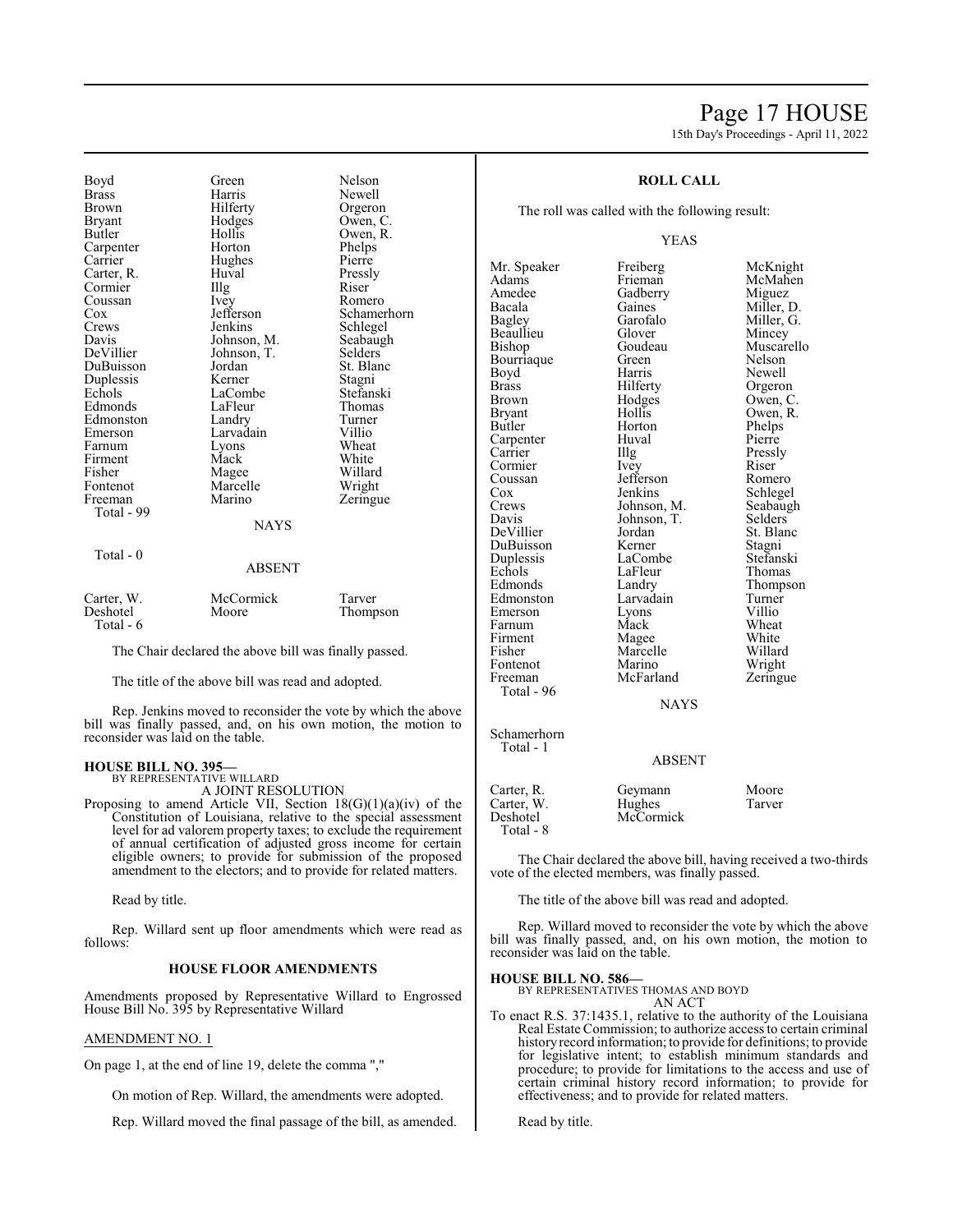| | | |
|---|---|---|
| Boyd | Green | Nelson |
| Brass | Harris | Newell |
| Brown | Hilferty | Orgeron |
| Bryant | Hodges | Owen, C. |
| Butler | Hollis | Owen, R. |
| Carpenter | Horton | Phelps |
| Carrier | Hughes | Pierre |
| Carter, R. | Huval | Pressly |
| Cormier | Illg | Riser |
| Coussan | Ivey | Romero |
| Cox | Jefferson | Schamerhorn |
| Crews | Jenkins | Schlegel |
| Davis | Johnson, M. | Seabaugh |
| DeVillier | Johnson, T. | Selders |
| DuBuisson | Jordan | St. Blanc |
| Duplessis | Kerner | Stagni |
| Echols | LaCombe | Stefanski |
| Edmonds | LaFleur | Thomas |
| Edmonston | Landry | Turner |
| Emerson | Larvadain | Villio |
| Farnum | Lyons | Wheat |
| Firment | Mack | White |
| Fisher | Magee | Willard |
| Fontenot | Marcelle | Wright |
| Freeman | Marino | Zeringue |

Total - 99

NAYS

Total - 0

ABSENT

| | | |
|---|---|---|
| Carter, W. | McCormick | Tarver |
| Deshotel | Moore | Thompson |

Total - 6

The Chair declared the above bill was finally passed.

The title of the above bill was read and adopted.

Rep. Jenkins moved to reconsider the vote by which the above bill was finally passed, and, on his own motion, the motion to reconsider was laid on the table.

**HOUSE BILL NO. 395—**
BY REPRESENTATIVE WILLARD
A JOINT RESOLUTION

Proposing to amend Article VII, Section 18(G)(1)(a)(iv) of the Constitution of Louisiana, relative to the special assessment level for ad valorem property taxes; to exclude the requirement of annual certification of adjusted gross income for certain eligible owners; to provide for submission of the proposed amendment to the electors; and to provide for related matters.

Read by title.

Rep. Willard sent up floor amendments which were read as follows:

**HOUSE FLOOR AMENDMENTS**

Amendments proposed by Representative Willard to Engrossed House Bill No. 395 by Representative Willard

AMENDMENT NO. 1

On page 1, at the end of line 19, delete the comma ","

On motion of Rep. Willard, the amendments were adopted.

Rep. Willard moved the final passage of the bill, as amended.

**ROLL CALL**

The roll was called with the following result:

YEAS

| | | |
|---|---|---|
| Mr. Speaker | Freiberg | McKnight |
| Adams | Frieman | McMahen |
| Amedee | Gadberry | Miguez |
| Bacala | Gaines | Miller, D. |
| Bagley | Garofalo | Miller, G. |
| Beaullieu | Glover | Mincey |
| Bishop | Goudeau | Muscarello |
| Bourriaque | Green | Nelson |
| Boyd | Harris | Newell |
| Brass | Hilferty | Orgeron |
| Brown | Hodges | Owen, C. |
| Bryant | Hollis | Owen, R. |
| Butler | Horton | Phelps |
| Carpenter | Huval | Pierre |
| Carrier | Illg | Pressly |
| Cormier | Ivey | Riser |
| Coussan | Jefferson | Romero |
| Cox | Jenkins | Schlegel |
| Crews | Johnson, M. | Seabaugh |
| Davis | Johnson, T. | Selders |
| DeVillier | Jordan | St. Blanc |
| DuBuisson | Kerner | Stagni |
| Duplessis | LaCombe | Stefanski |
| Echols | LaFleur | Thomas |
| Edmonds | Landry | Thompson |
| Edmonston | Larvadain | Turner |
| Emerson | Lyons | Villio |
| Farnum | Mack | Wheat |
| Firment | Magee | White |
| Fisher | Marcelle | Willard |
| Fontenot | Marino | Wright |
| Freeman | McFarland | Zeringue |

Total - 96

NAYS

Schamerhorn

Total - 1

ABSENT

| | | |
|---|---|---|
| Carter, R. | Geymann | Moore |
| Carter, W. | Hughes | Tarver |
| Deshotel | McCormick | |

Total - 8

The Chair declared the above bill, having received a two-thirds vote of the elected members, was finally passed.

The title of the above bill was read and adopted.

Rep. Willard moved to reconsider the vote by which the above bill was finally passed, and, on his own motion, the motion to reconsider was laid on the table.

**HOUSE BILL NO. 586—**
BY REPRESENTATIVES THOMAS AND BOYD
AN ACT

To enact R.S. 37:1435.1, relative to the authority of the Louisiana Real Estate Commission; to authorize access to certain criminal history record information; to provide for definitions; to provide for legislative intent; to establish minimum standards and procedure; to provide for limitations to the access and use of certain criminal history record information; to provide for effectiveness; and to provide for related matters.

Read by title.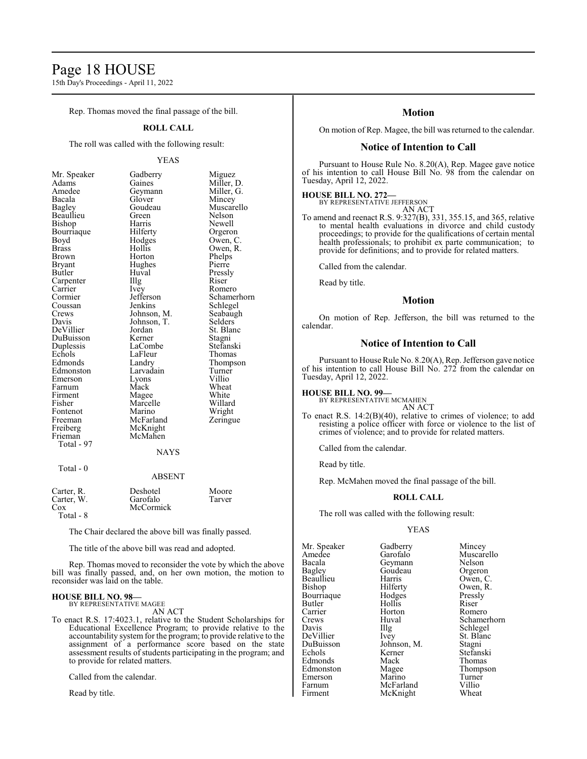Rep. Thomas moved the final passage of the bill.

**ROLL CALL**

The roll was called with the following result:

YEAS

| | | |
|---|---|---|
| Mr. Speaker | Gadberry | Miguez |
| Adams | Gaines | Miller, D. |
| Amedee | Geymann | Miller, G. |
| Bacala | Glover | Mincey |
| Bagley | Goudeau | Muscarello |
| Beaullieu | Green | Nelson |
| Bishop | Harris | Newell |
| Bourriaque | Hilferty | Orgeron |
| Boyd | Hodges | Owen, C. |
| Brass | Hollis | Owen, R. |
| Brown | Horton | Phelps |
| Bryant | Hughes | Pierre |
| Butler | Huval | Pressly |
| Carpenter | Illg | Riser |
| Carrier | Ivey | Romero |
| Cormier | Jefferson | Schamerhorn |
| Coussan | Jenkins | Schlegel |
| Crews | Johnson, M. | Seabaugh |
| Davis | Johnson, T. | Selders |
| DeVillier | Jordan | St. Blanc |
| DuBuisson | Kerner | Stagni |
| Duplessis | LaCombe | Stefanski |
| Echols | LaFleur | Thomas |
| Edmonds | Landry | Thompson |
| Edmonston | Larvadain | Turner |
| Emerson | Lyons | Villio |
| Farnum | Mack | Wheat |
| Firment | Magee | White |
| Fisher | Marcelle | Willard |
| Fontenot | Marino | Wright |
| Freeman | McFarland | Zeringue |
| Freiberg | McKnight | |
| Frieman | McMahen | |
| Total - 97 | | |

NAYS

Total - 0

ABSENT

| | | |
|---|---|---|
| Carter, R. | Deshotel | Moore |
| Carter, W. | Garofalo | Tarver |
| Cox | McCormick | |
| Total - 8 | | |

The Chair declared the above bill was finally passed.

The title of the above bill was read and adopted.

Rep. Thomas moved to reconsider the vote by which the above bill was finally passed, and, on her own motion, the motion to reconsider was laid on the table.

**HOUSE BILL NO. 98—**
BY REPRESENTATIVE MAGEE
AN ACT

To enact R.S. 17:4023.1, relative to the Student Scholarships for Educational Excellence Program; to provide relative to the accountability system for the program; to provide relative to the assignment of a performance score based on the state assessment results of students participating in the program; and to provide for related matters.

Called from the calendar.

Read by title.

## Motion

On motion of Rep. Magee, the bill was returned to the calendar.

## Notice of Intention to Call

Pursuant to House Rule No. 8.20(A), Rep. Magee gave notice of his intention to call House Bill No. 98 from the calendar on Tuesday, April 12, 2022.

**HOUSE BILL NO. 272—**
BY REPRESENTATIVE JEFFERSON
AN ACT

To amend and reenact R.S. 9:327(B), 331, 355.15, and 365, relative to mental health evaluations in divorce and child custody proceedings; to provide for the qualifications of certain mental health professionals; to prohibit ex parte communication; to provide for definitions; and to provide for related matters.

Called from the calendar.

Read by title.

## Motion

On motion of Rep. Jefferson, the bill was returned to the calendar.

## Notice of Intention to Call

Pursuant to House Rule No. 8.20(A), Rep. Jefferson gave notice of his intention to call House Bill No. 272 from the calendar on Tuesday, April 12, 2022.

**HOUSE BILL NO. 99—**
BY REPRESENTATIVE MCMAHEN
AN ACT

To enact R.S. 14:2(B)(40), relative to crimes of violence; to add resisting a police officer with force or violence to the list of crimes of violence; and to provide for related matters.

Called from the calendar.

Read by title.

Rep. McMahen moved the final passage of the bill.

**ROLL CALL**

The roll was called with the following result:

YEAS

| | | |
|---|---|---|
| Mr. Speaker | Gadberry | Mincey |
| Amedee | Garofalo | Muscarello |
| Bacala | Geymann | Nelson |
| Bagley | Goudeau | Orgeron |
| Beaullieu | Harris | Owen, C. |
| Bishop | Hilferty | Owen, R. |
| Bourriaque | Hodges | Pressly |
| Butler | Hollis | Riser |
| Carrier | Horton | Romero |
| Crews | Huval | Schamerhorn |
| Davis | Illg | Schlegel |
| DeVillier | Ivey | St. Blanc |
| DuBuisson | Johnson, M. | Stagni |
| Echols | Kerner | Stefanski |
| Edmonds | Mack | Thomas |
| Edmonston | Magee | Thompson |
| Emerson | Marino | Turner |
| Farnum | McFarland | Villio |
| Firment | McKnight | Wheat |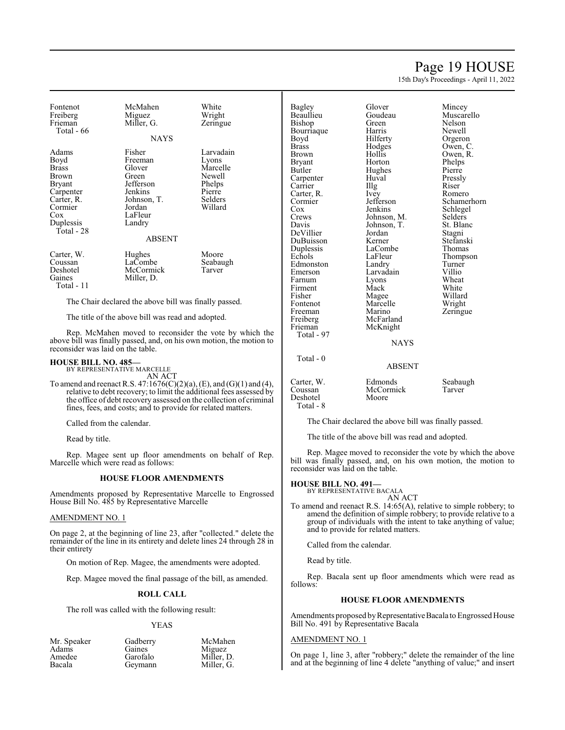| | | |
|---|---|---|
| Fontenot | McMahen | White |
| Freiberg | Miguez | Wright |
| Frieman | Miller, G. | Zeringue |
| Total - 66 | | |

NAYS

| | | |
|---|---|---|
| Adams | Fisher | Larvadain |
| Boyd | Freeman | Lyons |
| Brass | Glover | Marcelle |
| Brown | Green | Newell |
| Bryant | Jefferson | Phelps |
| Carpenter | Jenkins | Pierre |
| Carter, R. | Johnson, T. | Selders |
| Cormier | Jordan | Willard |
| Cox | LaFleur | |
| Duplessis | Landry | |
| Total - 28 | | |

ABSENT

| | | |
|---|---|---|
| Carter, W. | Hughes | Moore |
| Coussan | LaCombe | Seabaugh |
| Deshotel | McCormick | Tarver |
| Gaines | Miller, D. | |
| Total - 11 | | |

The Chair declared the above bill was finally passed.

The title of the above bill was read and adopted.

Rep. McMahen moved to reconsider the vote by which the above bill was finally passed, and, on his own motion, the motion to reconsider was laid on the table.

**HOUSE BILL NO. 485—**
BY REPRESENTATIVE MARCELLE
AN ACT

To amend and reenact R.S. 47:1676(C)(2)(a), (E), and (G)(1) and (4), relative to debt recovery; to limit the additional fees assessed by the office of debt recovery assessed on the collection of criminal fines, fees, and costs; and to provide for related matters.

Called from the calendar.

Read by title.

Rep. Magee sent up floor amendments on behalf of Rep. Marcelle which were read as follows:

**HOUSE FLOOR AMENDMENTS**

Amendments proposed by Representative Marcelle to Engrossed House Bill No. 485 by Representative Marcelle

AMENDMENT NO. 1

On page 2, at the beginning of line 23, after "collected." delete the remainder of the line in its entirety and delete lines 24 through 28 in their entirety

On motion of Rep. Magee, the amendments were adopted.

Rep. Magee moved the final passage of the bill, as amended.

**ROLL CALL**

The roll was called with the following result:

YEAS

| | | |
|---|---|---|
| Mr. Speaker | Gadberry | McMahen |
| Adams | Gaines | Miguez |
| Amedee | Garofalo | Miller, D. |
| Bacala | Geymann | Miller, G. |
| Bagley | Glover | Mincey |
| Beaullieu | Goudeau | Muscarello |
| Bishop | Green | Nelson |
| Bourriaque | Harris | Newell |
| Boyd | Hilferty | Orgeron |
| Brass | Hodges | Owen, C. |
| Brown | Hollis | Owen, R. |
| Bryant | Horton | Phelps |
| Butler | Hughes | Pierre |
| Carpenter | Huval | Pressly |
| Carrier | Illg | Riser |
| Carter, R. | Ivey | Romero |
| Cormier | Jefferson | Schamerhorn |
| Cox | Jenkins | Schlegel |
| Crews | Johnson, M. | Selders |
| Davis | Johnson, T. | St. Blanc |
| DeVillier | Jordan | Stagni |
| DuBuisson | Kerner | Stefanski |
| Duplessis | LaCombe | Thomas |
| Echols | LaFleur | Thompson |
| Edmonston | Landry | Turner |
| Emerson | Larvadain | Villio |
| Farnum | Lyons | Wheat |
| Firment | Mack | White |
| Fisher | Magee | Willard |
| Fontenot | Marcelle | Wright |
| Freeman | Marino | Zeringue |
| Freiberg | McFarland | |
| Frieman | McKnight | |
| Total - 97 | | |

NAYS

Total - 0

ABSENT

| | | |
|---|---|---|
| Carter, W. | Edmonds | Seabaugh |
| Coussan | McCormick | Tarver |
| Deshotel | Moore | |
| Total - 8 | | |

The Chair declared the above bill was finally passed.

The title of the above bill was read and adopted.

Rep. Magee moved to reconsider the vote by which the above bill was finally passed, and, on his own motion, the motion to reconsider was laid on the table.

**HOUSE BILL NO. 491—**
BY REPRESENTATIVE BACALA
AN ACT

To amend and reenact R.S. 14:65(A), relative to simple robbery; to amend the definition of simple robbery; to provide relative to a group of individuals with the intent to take anything of value; and to provide for related matters.

Called from the calendar.

Read by title.

Rep. Bacala sent up floor amendments which were read as follows:

**HOUSE FLOOR AMENDMENTS**

Amendments proposed by Representative Bacala to Engrossed House Bill No. 491 by Representative Bacala

AMENDMENT NO. 1

On page 1, line 3, after "robbery;" delete the remainder of the line and at the beginning of line 4 delete "anything of value;" and insert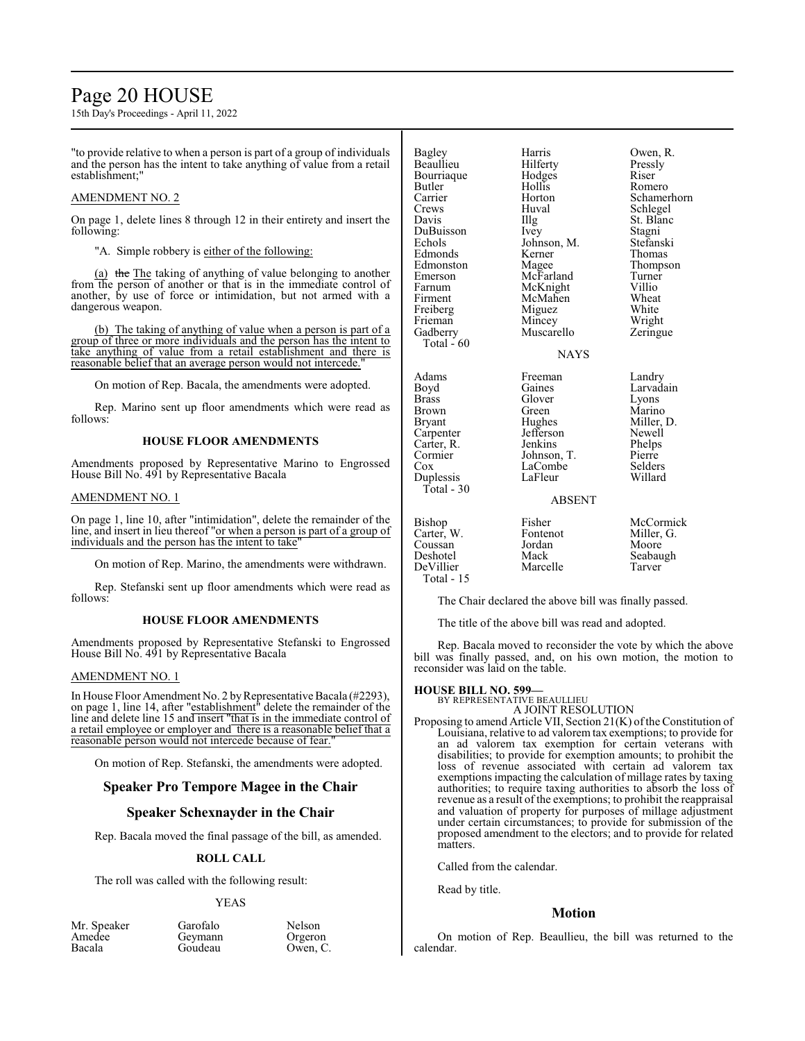"to provide relative to when a person is part of a group of individuals and the person has the intent to take anything of value from a retail establishment;"

AMENDMENT NO. 2

On page 1, delete lines 8 through 12 in their entirety and insert the following:

"A. Simple robbery is either of the following:

(a) the The taking of anything of value belonging to another from the person of another or that is in the immediate control of another, by use of force or intimidation, but not armed with a dangerous weapon.

(b) The taking of anything of value when a person is part of a group of three or more individuals and the person has the intent to take anything of value from a retail establishment and there is reasonable belief that an average person would not intercede."

On motion of Rep. Bacala, the amendments were adopted.

Rep. Marino sent up floor amendments which were read as follows:

**HOUSE FLOOR AMENDMENTS**

Amendments proposed by Representative Marino to Engrossed House Bill No. 491 by Representative Bacala

AMENDMENT NO. 1

On page 1, line 10, after "intimidation", delete the remainder of the line, and insert in lieu thereof "or when a person is part of a group of individuals and the person has the intent to take"

On motion of Rep. Marino, the amendments were withdrawn.

Rep. Stefanski sent up floor amendments which were read as follows:

**HOUSE FLOOR AMENDMENTS**

Amendments proposed by Representative Stefanski to Engrossed House Bill No. 491 by Representative Bacala

AMENDMENT NO. 1

In House Floor Amendment No. 2 by Representative Bacala (#2293), on page 1, line 14, after "establishment" delete the remainder of the line and delete line 15 and insert "that is in the immediate control of a retail employee or employer and there is a reasonable belief that a reasonable person would not intercede because of fear."

On motion of Rep. Stefanski, the amendments were adopted.

## Speaker Pro Tempore Magee in the Chair

## Speaker Schexnayder in the Chair

Rep. Bacala moved the final passage of the bill, as amended.

**ROLL CALL**

The roll was called with the following result:

YEAS

| | | |
|---|---|---|
| Mr. Speaker | Garofalo | Nelson |
| Amedee | Geymann | Orgeron |
| Bacala | Goudeau | Owen, C. |
| Bagley | Harris | Owen, R. |
| Beaullieu | Hilferty | Pressly |
| Bourriaque | Hodges | Riser |
| Butler | Hollis | Romero |
| Carrier | Horton | Schamerhorn |
| Crews | Huval | Schlegel |
| Davis | Illg | St. Blanc |
| DuBuisson | Ivey | Stagni |
| Echols | Johnson, M. | Stefanski |
| Edmonds | Kerner | Thomas |
| Edmonston | Magee | Thompson |
| Emerson | McFarland | Turner |
| Farnum | McKnight | Villio |
| Firment | McMahen | Wheat |
| Freiberg | Miguez | White |
| Frieman | Mincey | Wright |
| Gadberry | Muscarello | Zeringue |

Total - 60

NAYS

| | | |
|---|---|---|
| Adams | Freeman | Landry |
| Boyd | Gaines | Larvadain |
| Brass | Glover | Lyons |
| Brown | Green | Marino |
| Bryant | Hughes | Miller, D. |
| Carpenter | Jefferson | Newell |
| Carter, R. | Jenkins | Phelps |
| Cormier | Johnson, T. | Pierre |
| Cox | LaCombe | Selders |
| Duplessis | LaFleur | Willard |

Total - 30

ABSENT

| | | |
|---|---|---|
| Bishop | Fisher | McCormick |
| Carter, W. | Fontenot | Miller, G. |
| Coussan | Jordan | Moore |
| Deshotel | Mack | Seabaugh |
| DeVillier | Marcelle | Tarver |

Total - 15

The Chair declared the above bill was finally passed.

The title of the above bill was read and adopted.

Rep. Bacala moved to reconsider the vote by which the above bill was finally passed, and, on his own motion, the motion to reconsider was laid on the table.

**HOUSE BILL NO. 599—**
BY REPRESENTATIVE BEAULLIEU
A JOINT RESOLUTION

Proposing to amend Article VII, Section 21(K) of the Constitution of Louisiana, relative to ad valorem tax exemptions; to provide for an ad valorem tax exemption for certain veterans with disabilities; to provide for exemption amounts; to prohibit the loss of revenue associated with certain ad valorem tax exemptions impacting the calculation of millage rates by taxing authorities; to require taxing authorities to absorb the loss of revenue as a result of the exemptions; to prohibit the reappraisal and valuation of property for purposes of millage adjustment under certain circumstances; to provide for submission of the proposed amendment to the electors; and to provide for related matters.

Called from the calendar.

Read by title.

## Motion

On motion of Rep. Beaullieu, the bill was returned to the calendar.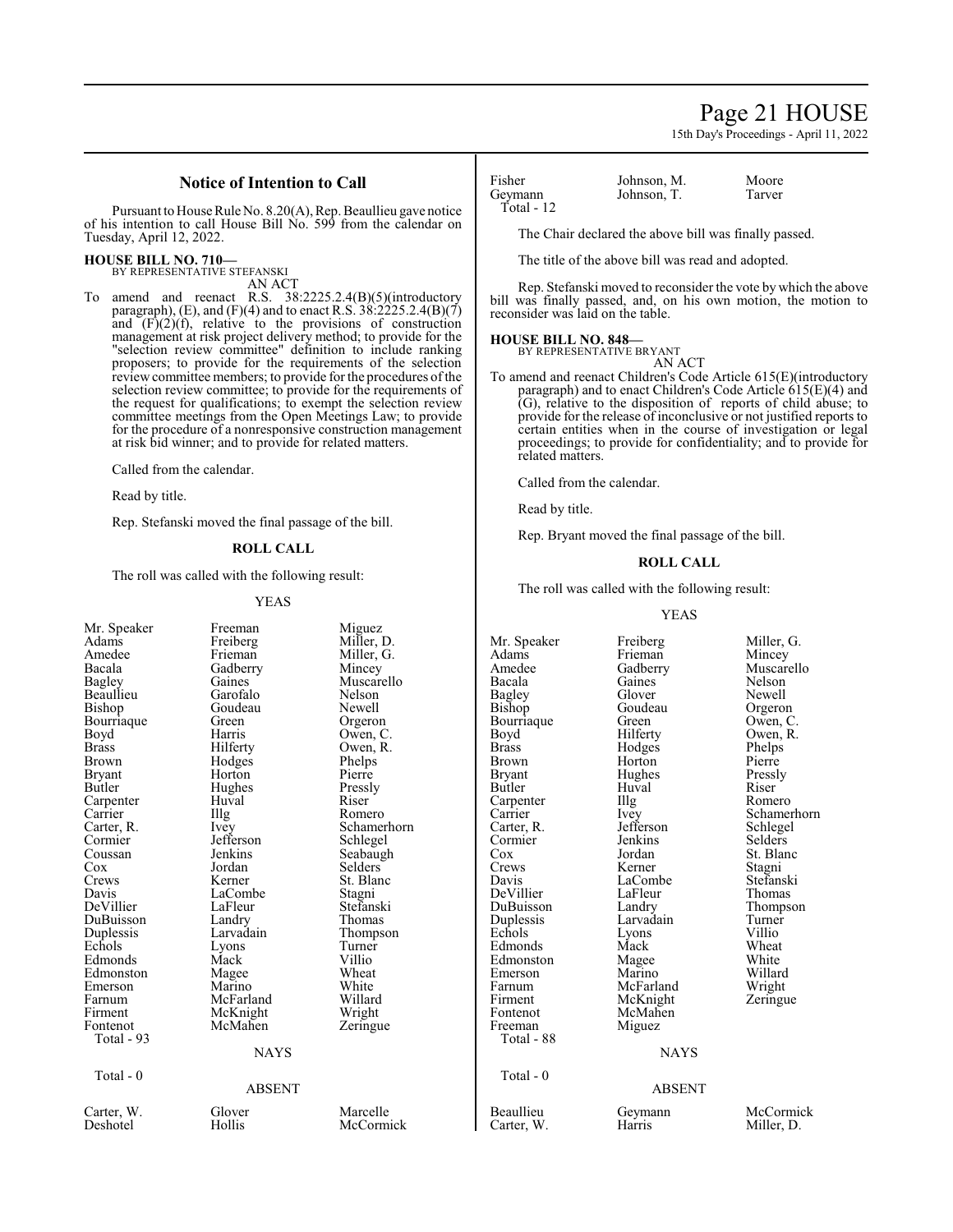## Notice of Intention to Call

Pursuant to House Rule No. 8.20(A), Rep. Beaullieu gave notice of his intention to call House Bill No. 599 from the calendar on Tuesday, April 12, 2022.

**HOUSE BILL NO. 710—**
BY REPRESENTATIVE STEFANSKI
AN ACT

To amend and reenact R.S. 38:2225.2.4(B)(5)(introductory paragraph), (E), and (F)(4) and to enact R.S. 38:2225.2.4(B)(7) and (F)(2)(f), relative to the provisions of construction management at risk project delivery method; to provide for the "selection review committee" definition to include ranking proposers; to provide for the requirements of the selection review committee members; to provide for the procedures of the selection review committee; to provide for the requirements of the request for qualifications; to exempt the selection review committee meetings from the Open Meetings Law; to provide for the procedure of a nonresponsive construction management at risk bid winner; and to provide for related matters.

Called from the calendar.

Read by title.

Rep. Stefanski moved the final passage of the bill.

### ROLL CALL

The roll was called with the following result:

YEAS

| | | |
|---|---|---|
| Mr. Speaker | Freeman | Miguez |
| Adams | Freiberg | Miller, D. |
| Amedee | Frieman | Miller, G. |
| Bacala | Gadberry | Mincey |
| Bagley | Gaines | Muscarello |
| Beaullieu | Garofalo | Nelson |
| Bishop | Goudeau | Newell |
| Bourriaque | Green | Orgeron |
| Boyd | Harris | Owen, C. |
| Brass | Hilferty | Owen, R. |
| Brown | Hodges | Phelps |
| Bryant | Horton | Pierre |
| Butler | Hughes | Pressly |
| Carpenter | Huval | Riser |
| Carrier | Illg | Romero |
| Carter, R. | Ivey | Schamerhorn |
| Cormier | Jefferson | Schlegel |
| Coussan | Jenkins | Seabaugh |
| Cox | Jordan | Selders |
| Crews | Kerner | St. Blanc |
| Davis | LaCombe | Stagni |
| DeVillier | LaFleur | Stefanski |
| DuBuisson | Landry | Thomas |
| Duplessis | Larvadain | Thompson |
| Echols | Lyons | Turner |
| Edmonds | Mack | Villio |
| Edmonston | Magee | Wheat |
| Emerson | Marino | White |
| Farnum | McFarland | Willard |
| Firment | McKnight | Wright |
| Fontenot | McMahen | Zeringue |

Total - 93

NAYS

Total - 0

ABSENT

| | | |
|---|---|---|
| Carter, W. | Glover | Marcelle |
| Deshotel | Hollis | McCormick |
| Fisher | Johnson, M. | Moore |
| Geymann | Johnson, T. | Tarver |

Total - 12

The Chair declared the above bill was finally passed.

The title of the above bill was read and adopted.

Rep. Stefanski moved to reconsider the vote by which the above bill was finally passed, and, on his own motion, the motion to reconsider was laid on the table.

**HOUSE BILL NO. 848—**
BY REPRESENTATIVE BRYANT
AN ACT

To amend and reenact Children's Code Article 615(E)(introductory paragraph) and to enact Children's Code Article 615(E)(4) and (G), relative to the disposition of reports of child abuse; to provide for the release of inconclusive or not justified reports to certain entities when in the course of investigation or legal proceedings; to provide for confidentiality; and to provide for related matters.

Called from the calendar.

Read by title.

Rep. Bryant moved the final passage of the bill.

### ROLL CALL

The roll was called with the following result:

YEAS

| | | |
|---|---|---|
| Mr. Speaker | Freiberg | Miller, G. |
| Adams | Frieman | Mincey |
| Amedee | Gadberry | Muscarello |
| Bacala | Gaines | Nelson |
| Bagley | Glover | Newell |
| Bishop | Goudeau | Orgeron |
| Bourriaque | Green | Owen, C. |
| Boyd | Hilferty | Owen, R. |
| Brass | Hodges | Phelps |
| Brown | Horton | Pierre |
| Bryant | Hughes | Pressly |
| Butler | Huval | Riser |
| Carpenter | Illg | Romero |
| Carrier | Ivey | Schamerhorn |
| Carter, R. | Jefferson | Schlegel |
| Cormier | Jenkins | Selders |
| Cox | Jordan | St. Blanc |
| Crews | Kerner | Stagni |
| Davis | LaCombe | Stefanski |
| DeVillier | LaFleur | Thomas |
| DuBuisson | Landry | Thompson |
| Duplessis | Larvadain | Turner |
| Echols | Lyons | Villio |
| Edmonds | Mack | Wheat |
| Edmonston | Magee | White |
| Emerson | Marino | Willard |
| Farnum | McFarland | Wright |
| Firment | McKnight | Zeringue |
| Fontenot | McMahen | |
| Freeman | Miguez | |

Total - 88

NAYS

Total - 0

ABSENT

| | | |
|---|---|---|
| Beaullieu | Geymann | McCormick |
| Carter, W. | Harris | Miller, D. |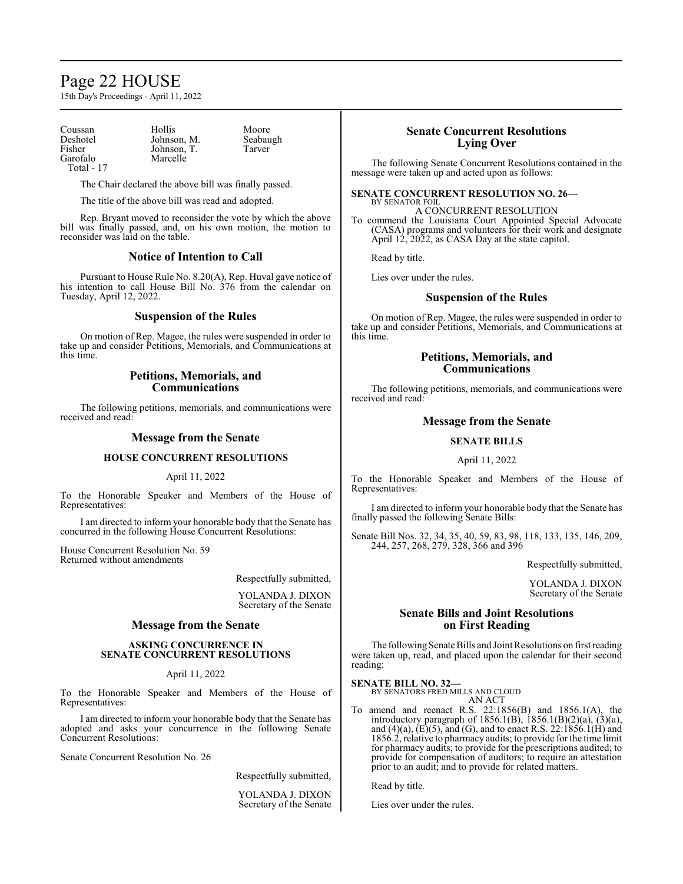| | | |
|---|---|---|
| Coussan | Hollis | Moore |
| Deshotel | Johnson, M. | Seabaugh |
| Fisher | Johnson, T. | Tarver |
| Garofalo | Marcelle | |
| Total - 17 | | |

The Chair declared the above bill was finally passed.

The title of the above bill was read and adopted.

Rep. Bryant moved to reconsider the vote by which the above bill was finally passed, and, on his own motion, the motion to reconsider was laid on the table.

## Notice of Intention to Call

Pursuant to House Rule No. 8.20(A), Rep. Huval gave notice of his intention to call House Bill No. 376 from the calendar on Tuesday, April 12, 2022.

## Suspension of the Rules

On motion of Rep. Magee, the rules were suspended in order to take up and consider Petitions, Memorials, and Communications at this time.

## Petitions, Memorials, and Communications

The following petitions, memorials, and communications were received and read:

## Message from the Senate

### HOUSE CONCURRENT RESOLUTIONS

April 11, 2022

To the Honorable Speaker and Members of the House of Representatives:

I am directed to inform your honorable body that the Senate has concurred in the following House Concurrent Resolutions:

House Concurrent Resolution No. 59
Returned without amendments

Respectfully submitted,

YOLANDA J. DIXON
Secretary of the Senate

## Message from the Senate

### ASKING CONCURRENCE IN SENATE CONCURRENT RESOLUTIONS

April 11, 2022

To the Honorable Speaker and Members of the House of Representatives:

I am directed to inform your honorable body that the Senate has adopted and asks your concurrence in the following Senate Concurrent Resolutions:

Senate Concurrent Resolution No. 26

Respectfully submitted,

YOLANDA J. DIXON
Secretary of the Senate

## Senate Concurrent Resolutions Lying Over

The following Senate Concurrent Resolutions contained in the message were taken up and acted upon as follows:

**SENATE CONCURRENT RESOLUTION NO. 26—**
BY SENATOR FOIL
A CONCURRENT RESOLUTION
To commend the Louisiana Court Appointed Special Advocate (CASA) programs and volunteers for their work and designate April 12, 2022, as CASA Day at the state capitol.

Read by title.

Lies over under the rules.

## Suspension of the Rules

On motion of Rep. Magee, the rules were suspended in order to take up and consider Petitions, Memorials, and Communications at this time.

## Petitions, Memorials, and Communications

The following petitions, memorials, and communications were received and read:

## Message from the Senate

### SENATE BILLS

April 11, 2022

To the Honorable Speaker and Members of the House of Representatives:

I am directed to inform your honorable body that the Senate has finally passed the following Senate Bills:

Senate Bill Nos. 32, 34, 35, 40, 59, 83, 98, 118, 133, 135, 146, 209, 244, 257, 268, 279, 328, 366 and 396

Respectfully submitted,

YOLANDA J. DIXON
Secretary of the Senate

## Senate Bills and Joint Resolutions on First Reading

The following Senate Bills and Joint Resolutions on first reading were taken up, read, and placed upon the calendar for their second reading:

**SENATE BILL NO. 32—**
BY SENATORS FRED MILLS AND CLOUD
AN ACT
To amend and reenact R.S. 22:1856(B) and 1856.1(A), the introductory paragraph of 1856.1(B), 1856.1(B)(2)(a), (3)(a), and (4)(a), (E)(5), and (G), and to enact R.S. 22:1856.1(H) and 1856.2, relative to pharmacy audits; to provide for the time limit for pharmacy audits; to provide for the prescriptions audited; to provide for compensation of auditors; to require an attestation prior to an audit; and to provide for related matters.

Read by title.

Lies over under the rules.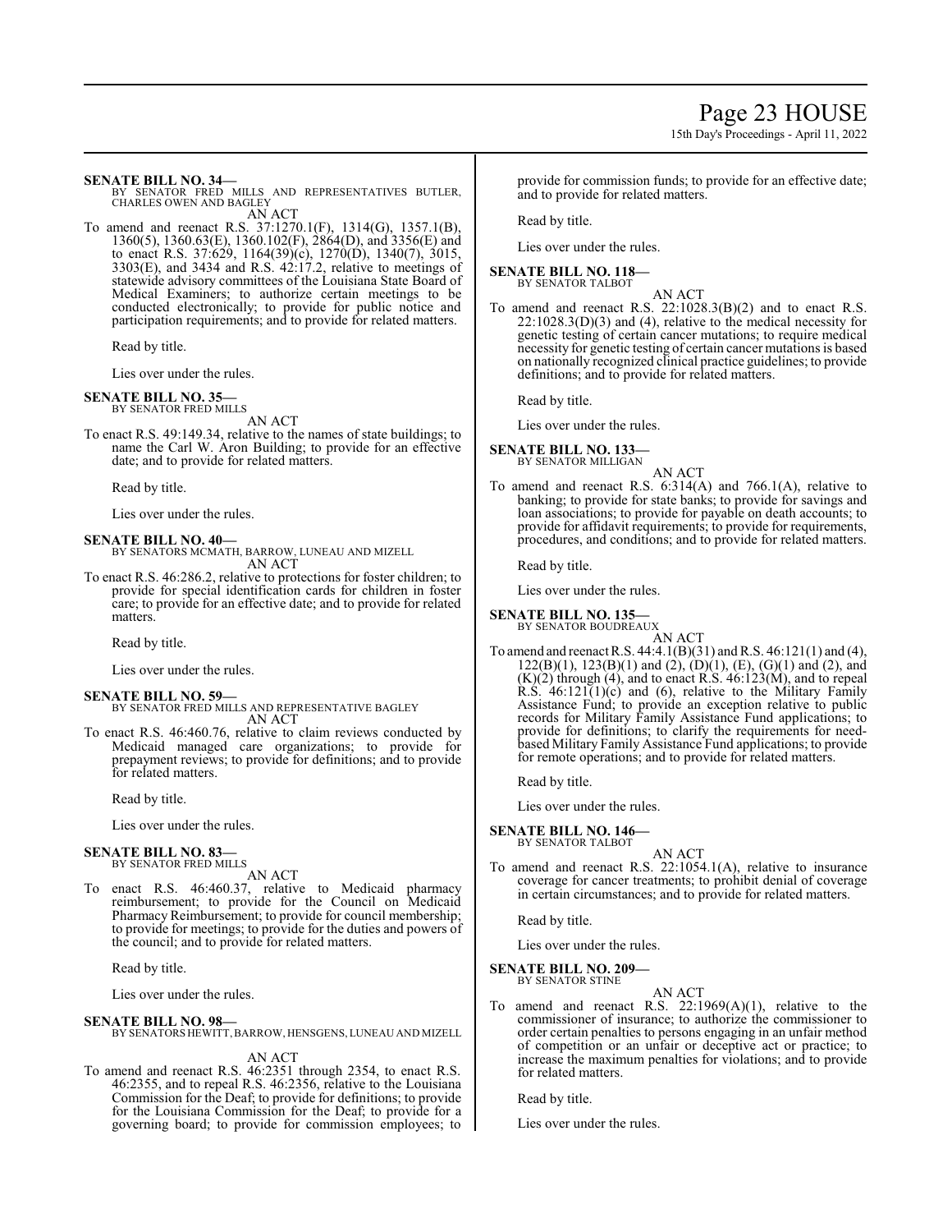**SENATE BILL NO. 34—**
BY SENATOR FRED MILLS AND REPRESENTATIVES BUTLER, CHARLES OWEN AND BAGLEY

AN ACT

To amend and reenact R.S. 37:1270.1(F), 1314(G), 1357.1(B), 1360(5), 1360.63(E), 1360.102(F), 2864(D), and 3356(E) and to enact R.S. 37:629, 1164(39)(c), 1270(D), 1340(7), 3015, 3303(E), and 3434 and R.S. 42:17.2, relative to meetings of statewide advisory committees of the Louisiana State Board of Medical Examiners; to authorize certain meetings to be conducted electronically; to provide for public notice and participation requirements; and to provide for related matters.

Read by title.

Lies over under the rules.

**SENATE BILL NO. 35—**
BY SENATOR FRED MILLS

AN ACT

To enact R.S. 49:149.34, relative to the names of state buildings; to name the Carl W. Aron Building; to provide for an effective date; and to provide for related matters.

Read by title.

Lies over under the rules.

**SENATE BILL NO. 40—**
BY SENATORS MCMATH, BARROW, LUNEAU AND MIZELL

AN ACT

To enact R.S. 46:286.2, relative to protections for foster children; to provide for special identification cards for children in foster care; to provide for an effective date; and to provide for related matters.

Read by title.

Lies over under the rules.

**SENATE BILL NO. 59—**
BY SENATOR FRED MILLS AND REPRESENTATIVE BAGLEY

AN ACT

To enact R.S. 46:460.76, relative to claim reviews conducted by Medicaid managed care organizations; to provide for prepayment reviews; to provide for definitions; and to provide for related matters.

Read by title.

Lies over under the rules.

**SENATE BILL NO. 83—**
BY SENATOR FRED MILLS

AN ACT

To enact R.S. 46:460.37, relative to Medicaid pharmacy reimbursement; to provide for the Council on Medicaid Pharmacy Reimbursement; to provide for council membership; to provide for meetings; to provide for the duties and powers of the council; and to provide for related matters.

Read by title.

Lies over under the rules.

**SENATE BILL NO. 98—**
BY SENATORS HEWITT, BARROW, HENSGENS, LUNEAU AND MIZELL

AN ACT

To amend and reenact R.S. 46:2351 through 2354, to enact R.S. 46:2355, and to repeal R.S. 46:2356, relative to the Louisiana Commission for the Deaf; to provide for definitions; to provide for the Louisiana Commission for the Deaf; to provide for a governing board; to provide for commission employees; to provide for commission funds; to provide for an effective date; and to provide for related matters.

Read by title.

Lies over under the rules.

**SENATE BILL NO. 118—**
BY SENATOR TALBOT

AN ACT

To amend and reenact R.S. 22:1028.3(B)(2) and to enact R.S. 22:1028.3(D)(3) and (4), relative to the medical necessity for genetic testing of certain cancer mutations; to require medical necessity for genetic testing of certain cancer mutations is based on nationally recognized clinical practice guidelines; to provide definitions; and to provide for related matters.

Read by title.

Lies over under the rules.

**SENATE BILL NO. 133—**
BY SENATOR MILLIGAN

AN ACT

To amend and reenact R.S. 6:314(A) and 766.1(A), relative to banking; to provide for state banks; to provide for savings and loan associations; to provide for payable on death accounts; to provide for affidavit requirements; to provide for requirements, procedures, and conditions; and to provide for related matters.

Read by title.

Lies over under the rules.

**SENATE BILL NO. 135—**
BY SENATOR BOUDREAUX

AN ACT

To amend and reenact R.S. 44:4.1(B)(31) and R.S. 46:121(1) and (4), 122(B)(1), 123(B)(1) and (2), (D)(1), (E), (G)(1) and (2), and (K)(2) through (4), and to enact R.S. 46:123(M), and to repeal R.S. 46:121(1)(c) and (6), relative to the Military Family Assistance Fund; to provide an exception relative to public records for Military Family Assistance Fund applications; to provide for definitions; to clarify the requirements for need-based Military Family Assistance Fund applications; to provide for remote operations; and to provide for related matters.

Read by title.

Lies over under the rules.

**SENATE BILL NO. 146—**
BY SENATOR TALBOT

AN ACT

To amend and reenact R.S. 22:1054.1(A), relative to insurance coverage for cancer treatments; to prohibit denial of coverage in certain circumstances; and to provide for related matters.

Read by title.

Lies over under the rules.

**SENATE BILL NO. 209—**
BY SENATOR STINE

AN ACT

To amend and reenact R.S. 22:1969(A)(1), relative to the commissioner of insurance; to authorize the commissioner to order certain penalties to persons engaging in an unfair method of competition or an unfair or deceptive act or practice; to increase the maximum penalties for violations; and to provide for related matters.

Read by title.

Lies over under the rules.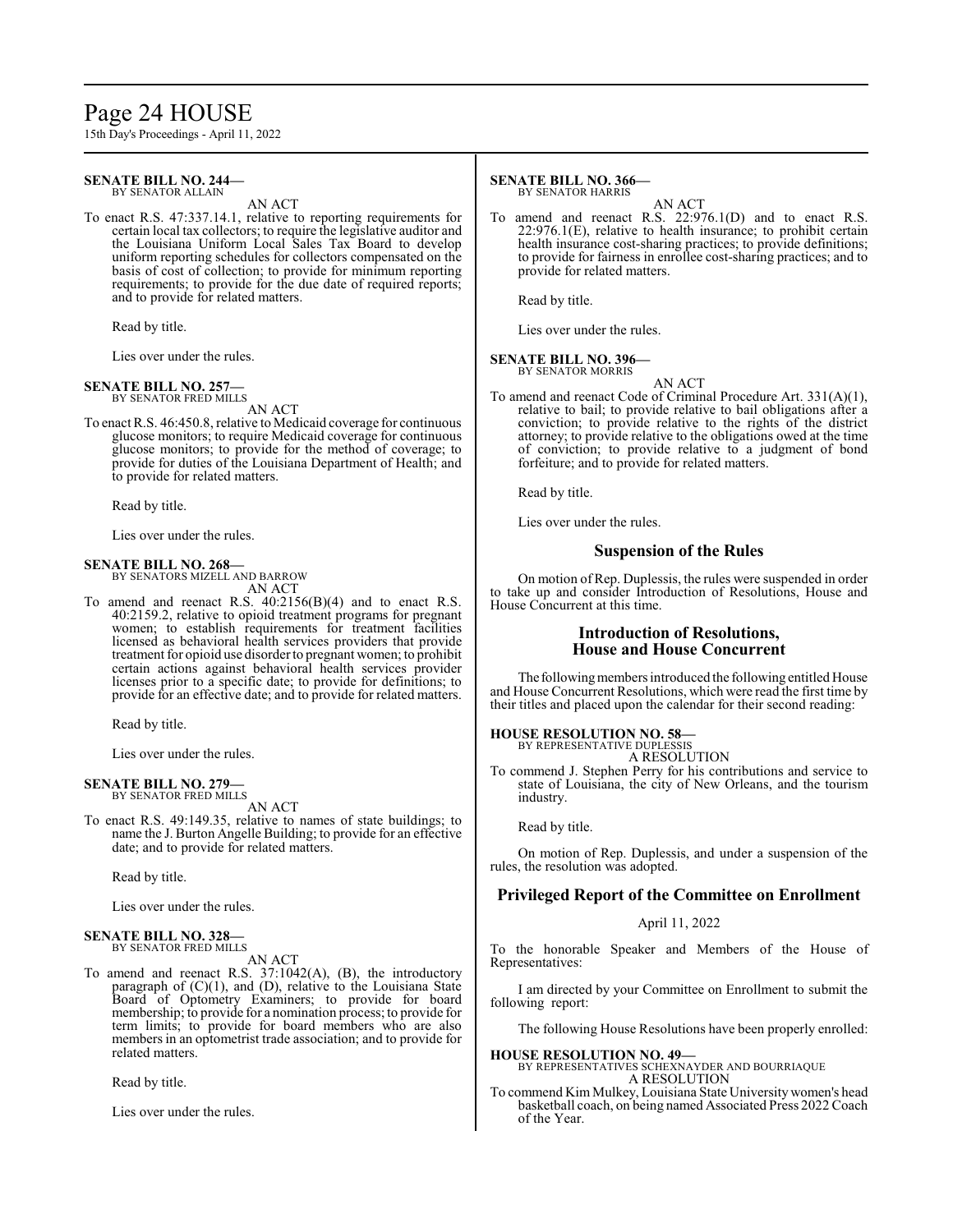**SENATE BILL NO. 244—**
BY SENATOR ALLAIN

AN ACT

To enact R.S. 47:337.14.1, relative to reporting requirements for certain local tax collectors; to require the legislative auditor and the Louisiana Uniform Local Sales Tax Board to develop uniform reporting schedules for collectors compensated on the basis of cost of collection; to provide for minimum reporting requirements; to provide for the due date of required reports; and to provide for related matters.

Read by title.

Lies over under the rules.

**SENATE BILL NO. 257—**
BY SENATOR FRED MILLS

AN ACT

To enact R.S. 46:450.8, relative to Medicaid coverage for continuous glucose monitors; to require Medicaid coverage for continuous glucose monitors; to provide for the method of coverage; to provide for duties of the Louisiana Department of Health; and to provide for related matters.

Read by title.

Lies over under the rules.

**SENATE BILL NO. 268—**
BY SENATORS MIZELL AND BARROW

AN ACT

To amend and reenact R.S. 40:2156(B)(4) and to enact R.S. 40:2159.2, relative to opioid treatment programs for pregnant women; to establish requirements for treatment facilities licensed as behavioral health services providers that provide treatment for opioid use disorder to pregnant women; to prohibit certain actions against behavioral health services provider licenses prior to a specific date; to provide for definitions; to provide for an effective date; and to provide for related matters.

Read by title.

Lies over under the rules.

**SENATE BILL NO. 279—**
BY SENATOR FRED MILLS

AN ACT

To enact R.S. 49:149.35, relative to names of state buildings; to name the J. Burton Angelle Building; to provide for an effective date; and to provide for related matters.

Read by title.

Lies over under the rules.

**SENATE BILL NO. 328—**
BY SENATOR FRED MILLS

AN ACT

To amend and reenact R.S. 37:1042(A), (B), the introductory paragraph of (C)(1), and (D), relative to the Louisiana State Board of Optometry Examiners; to provide for board membership; to provide for a nomination process; to provide for term limits; to provide for board members who are also members in an optometrist trade association; and to provide for related matters.

Read by title.

Lies over under the rules.

**SENATE BILL NO. 366—**
BY SENATOR HARRIS

AN ACT

To amend and reenact R.S. 22:976.1(D) and to enact R.S. 22:976.1(E), relative to health insurance; to prohibit certain health insurance cost-sharing practices; to provide definitions; to provide for fairness in enrollee cost-sharing practices; and to provide for related matters.

Read by title.

Lies over under the rules.

**SENATE BILL NO. 396—**
BY SENATOR MORRIS

AN ACT

To amend and reenact Code of Criminal Procedure Art. 331(A)(1), relative to bail; to provide relative to bail obligations after a conviction; to provide relative to the rights of the district attorney; to provide relative to the obligations owed at the time of conviction; to provide relative to a judgment of bond forfeiture; and to provide for related matters.

Read by title.

Lies over under the rules.

## Suspension of the Rules

On motion of Rep. Duplessis, the rules were suspended in order to take up and consider Introduction of Resolutions, House and House Concurrent at this time.

## Introduction of Resolutions, House and House Concurrent

The following members introduced the following entitled House and House Concurrent Resolutions, which were read the first time by their titles and placed upon the calendar for their second reading:

**HOUSE RESOLUTION NO. 58—**
BY REPRESENTATIVE DUPLESSIS

A RESOLUTION

To commend J. Stephen Perry for his contributions and service to state of Louisiana, the city of New Orleans, and the tourism industry.

Read by title.

On motion of Rep. Duplessis, and under a suspension of the rules, the resolution was adopted.

## Privileged Report of the Committee on Enrollment

April 11, 2022

To the honorable Speaker and Members of the House of Representatives:

I am directed by your Committee on Enrollment to submit the following report:

The following House Resolutions have been properly enrolled:

**HOUSE RESOLUTION NO. 49—**
BY REPRESENTATIVES SCHEXNAYDER AND BOURRIAQUE

A RESOLUTION

To commend Kim Mulkey, Louisiana State University women's head basketball coach, on being named Associated Press 2022 Coach of the Year.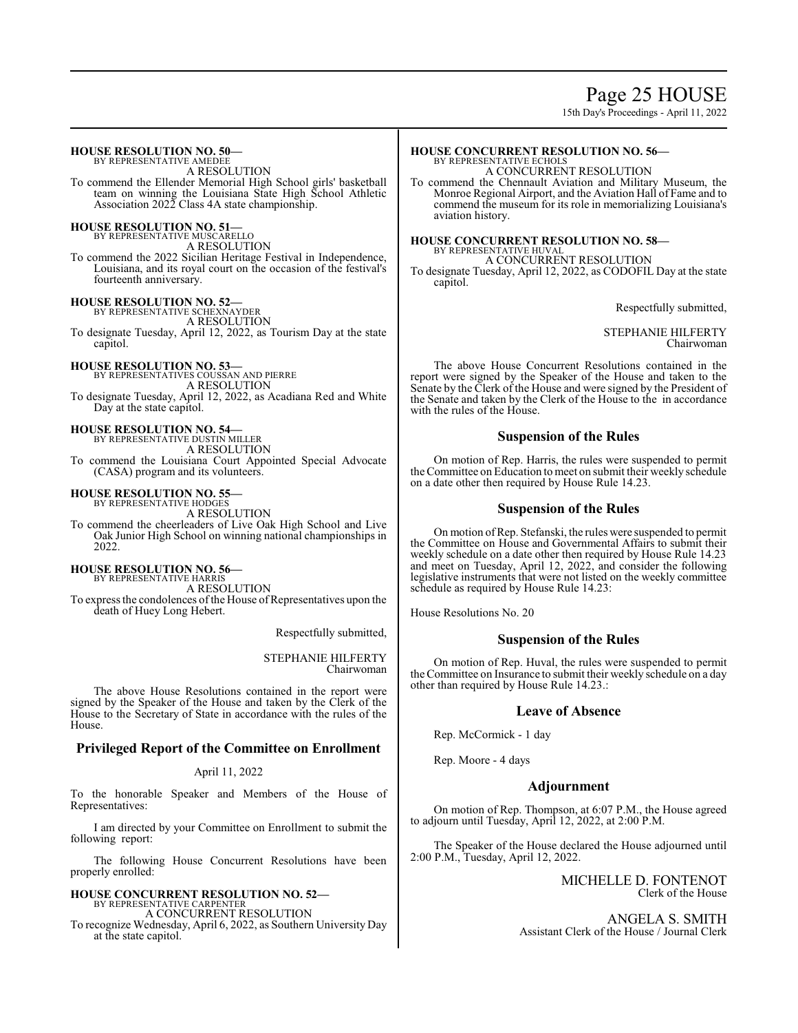**HOUSE RESOLUTION NO. 50—**
BY REPRESENTATIVE AMEDEE
A RESOLUTION
To commend the Ellender Memorial High School girls' basketball team on winning the Louisiana State High School Athletic Association 2022 Class 4A state championship.

**HOUSE RESOLUTION NO. 51—**
BY REPRESENTATIVE MUSCARELLO
A RESOLUTION
To commend the 2022 Sicilian Heritage Festival in Independence, Louisiana, and its royal court on the occasion of the festival's fourteenth anniversary.

**HOUSE RESOLUTION NO. 52—**
BY REPRESENTATIVE SCHEXNAYDER
A RESOLUTION
To designate Tuesday, April 12, 2022, as Tourism Day at the state capitol.

**HOUSE RESOLUTION NO. 53—**
BY REPRESENTATIVES COUSSAN AND PIERRE
A RESOLUTION
To designate Tuesday, April 12, 2022, as Acadiana Red and White Day at the state capitol.

**HOUSE RESOLUTION NO. 54—**
BY REPRESENTATIVE DUSTIN MILLER
A RESOLUTION
To commend the Louisiana Court Appointed Special Advocate (CASA) program and its volunteers.

**HOUSE RESOLUTION NO. 55—**
BY REPRESENTATIVE HODGES
A RESOLUTION
To commend the cheerleaders of Live Oak High School and Live Oak Junior High School on winning national championships in 2022.

**HOUSE RESOLUTION NO. 56—**
BY REPRESENTATIVE HARRIS
A RESOLUTION
To express the condolences of the House of Representatives upon the death of Huey Long Hebert.

Respectfully submitted,

STEPHANIE HILFERTY
Chairwoman

The above House Resolutions contained in the report were signed by the Speaker of the House and taken by the Clerk of the House to the Secretary of State in accordance with the rules of the House.

## Privileged Report of the Committee on Enrollment

April 11, 2022

To the honorable Speaker and Members of the House of Representatives:

I am directed by your Committee on Enrollment to submit the following report:

The following House Concurrent Resolutions have been properly enrolled:

**HOUSE CONCURRENT RESOLUTION NO. 52—**
BY REPRESENTATIVE CARPENTER
A CONCURRENT RESOLUTION
To recognize Wednesday, April 6, 2022, as Southern University Day at the state capitol.

**HOUSE CONCURRENT RESOLUTION NO. 56—**
BY REPRESENTATIVE ECHOLS
A CONCURRENT RESOLUTION
To commend the Chennault Aviation and Military Museum, the Monroe Regional Airport, and the Aviation Hall of Fame and to commend the museum for its role in memorializing Louisiana's aviation history.

**HOUSE CONCURRENT RESOLUTION NO. 58—**
BY REPRESENTATIVE HUVAL
A CONCURRENT RESOLUTION
To designate Tuesday, April 12, 2022, as CODOFIL Day at the state capitol.

Respectfully submitted,

STEPHANIE HILFERTY
Chairwoman

The above House Concurrent Resolutions contained in the report were signed by the Speaker of the House and taken to the Senate by the Clerk of the House and were signed by the President of the Senate and taken by the Clerk of the House to the in accordance with the rules of the House.

## Suspension of the Rules

On motion of Rep. Harris, the rules were suspended to permit the Committee on Education to meet on submit their weekly schedule on a date other then required by House Rule 14.23.

## Suspension of the Rules

On motion of Rep. Stefanski, the rules were suspended to permit the Committee on House and Governmental Affairs to submit their weekly schedule on a date other then required by House Rule 14.23 and meet on Tuesday, April 12, 2022, and consider the following legislative instruments that were not listed on the weekly committee schedule as required by House Rule 14.23:

House Resolutions No. 20

## Suspension of the Rules

On motion of Rep. Huval, the rules were suspended to permit the Committee on Insurance to submit their weekly schedule on a day other than required by House Rule 14.23.:

## Leave of Absence

Rep. McCormick - 1 day

Rep. Moore - 4 days

## Adjournment

On motion of Rep. Thompson, at 6:07 P.M., the House agreed to adjourn until Tuesday, April 12, 2022, at 2:00 P.M.

The Speaker of the House declared the House adjourned until 2:00 P.M., Tuesday, April 12, 2022.

MICHELLE D. FONTENOT
Clerk of the House

ANGELA S. SMITH
Assistant Clerk of the House / Journal Clerk